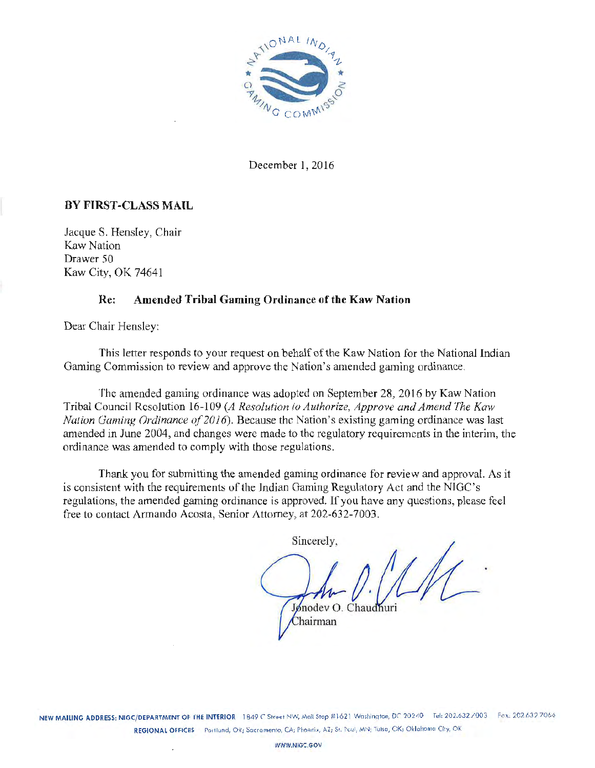December 1, 2016

**BY FIRST-CLASS MAIL**

Jacque S. Hensley, Chair
Kaw Nation
Drawer 50
Kaw City, OK 74641

**Re: Amended Tribal Gaming Ordinance of the Kaw Nation**

Dear Chair Hensley:

This letter responds to your request on behalf of the Kaw Nation for the National Indian Gaming Commission to review and approve the Nation's amended gaming ordinance.

The amended gaming ordinance was adopted on September 28, 2016 by Kaw Nation Tribal Council Resolution 16-109 (*A Resolution to Authorize, Approve and Amend The Kaw Nation Gaming Ordinance of 2016*). Because the Nation's existing gaming ordinance was last amended in June 2004, and changes were made to the regulatory requirements in the interim, the ordinance was amended to comply with those regulations.

Thank you for submitting the amended gaming ordinance for review and approval. As it is consistent with the requirements of the Indian Gaming Regulatory Act and the NIGC's regulations, the amended gaming ordinance is approved. If you have any questions, please feel free to contact Armando Acosta, Senior Attorney, at 202-632-7003.

Sincerely,

Jonodev O. Chaudhuri
Chairman

NEW MAILING ADDRESS: NIGC/DEPARTMENT OF THE INTERIOR 1849 C Street NW, Mail Stop #1621 Washington, DC 20240 Tel: 202.632.7003 Fax: 202.632.7066
REGIONAL OFFICES Portland, OR; Sacramento, CA; Phoenix, AZ; St. Paul, MN; Tulsa, OK; Oklahoma City, OK
WWW.NIGC.GOV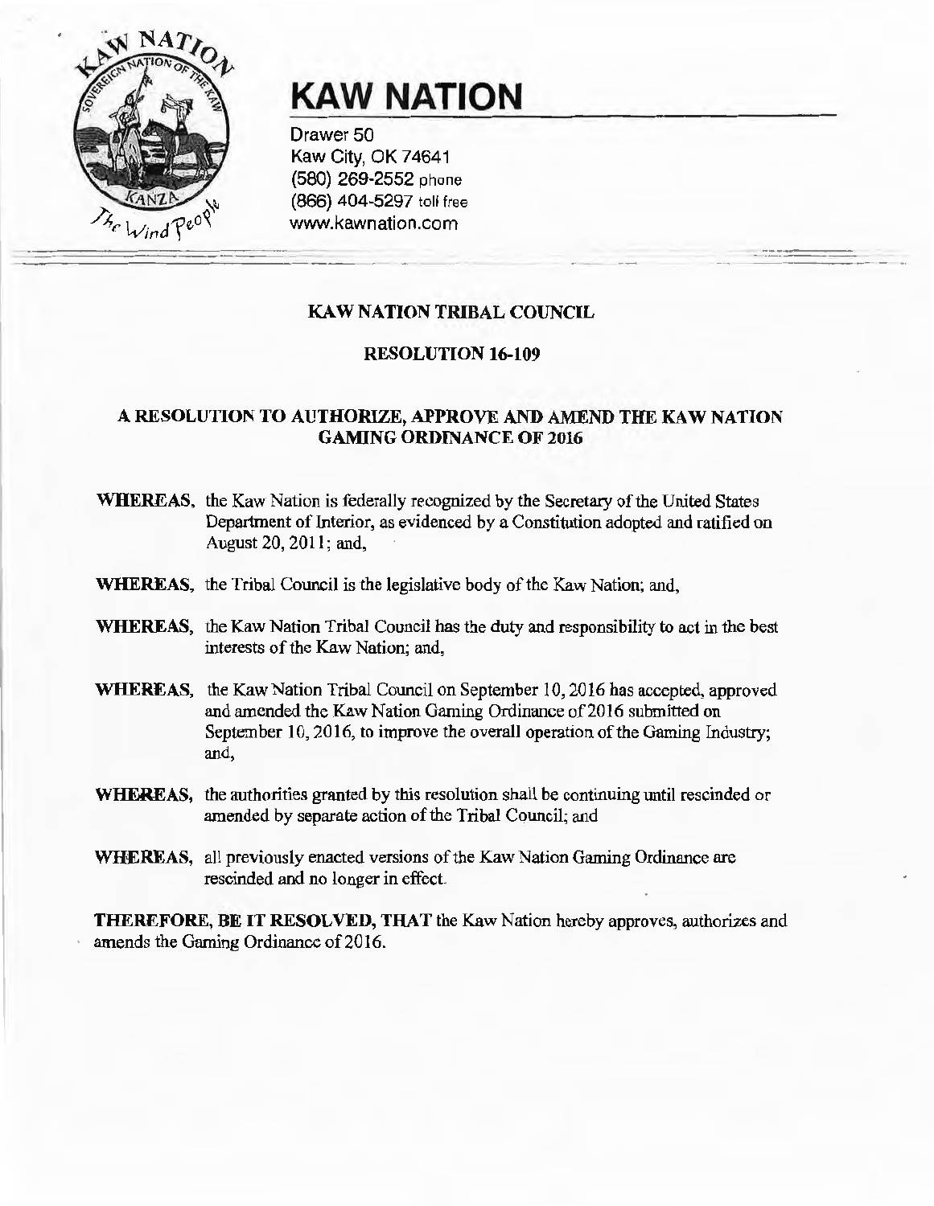# KAW NATION

Drawer 50
Kaw City, OK 74641
(580) 269-2552 phone
(866) 404-5297 toll free
www.kawnation.com

## KAW NATION TRIBAL COUNCIL

## RESOLUTION 16-109

## A RESOLUTION TO AUTHORIZE, APPROVE AND AMEND THE KAW NATION GAMING ORDINANCE OF 2016

**WHEREAS,** the Kaw Nation is federally recognized by the Secretary of the United States Department of Interior, as evidenced by a Constitution adopted and ratified on August 20, 2011; and,

**WHEREAS,** the Tribal Council is the legislative body of the Kaw Nation; and,

**WHEREAS,** the Kaw Nation Tribal Council has the duty and responsibility to act in the best interests of the Kaw Nation; and,

**WHEREAS,** the Kaw Nation Tribal Council on September 10, 2016 has accepted, approved and amended the Kaw Nation Gaming Ordinance of 2016 submitted on September 10, 2016, to improve the overall operation of the Gaming Industry; and,

**WHEREAS,** the authorities granted by this resolution shall be continuing until rescinded or amended by separate action of the Tribal Council; and

**WHEREAS,** all previously enacted versions of the Kaw Nation Gaming Ordinance are rescinded and no longer in effect.

**THEREFORE, BE IT RESOLVED, THAT** the Kaw Nation hereby approves, authorizes and amends the Gaming Ordinance of 2016.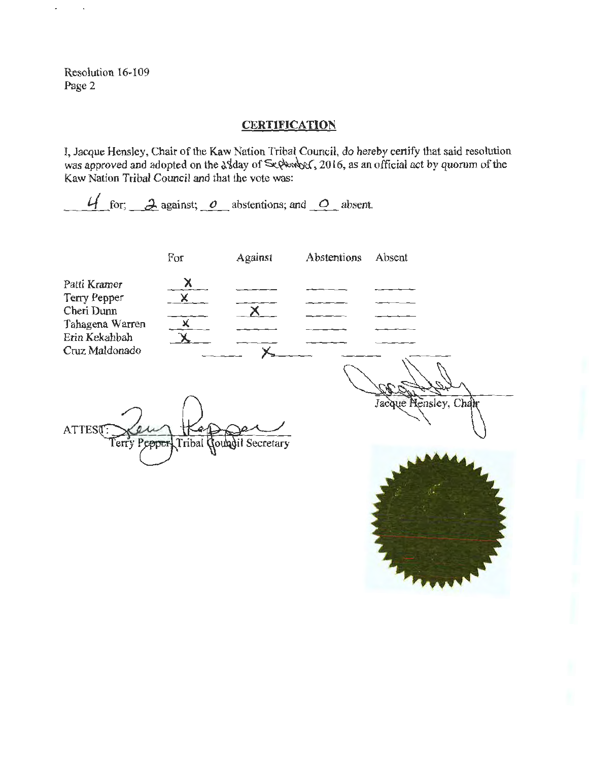## CERTIFICATION

I, Jacque Hensley, Chair of the Kaw Nation Tribal Council, do hereby certify that said resolution was approved and adopted on the 28 day of September, 2016, as an official act by quorum of the Kaw Nation Tribal Council and that the vote was:

4 for; 2 against; 0 abstentions; and 0 absent.

| | For | Against | Abstentions | Absent |
|---|---|---|---|---|
| Patti Kramer | X | | | |
| Terry Pepper | X | | | |
| Cheri Dunn | | X | | |
| Tahagena Warren | X | | | |
| Erin Kekahbah | X | | | |
| Cruz Maldonado | | X | | |

Jacque Hensley, Chair

ATTEST:
Terry Pepper, Tribal Council Secretary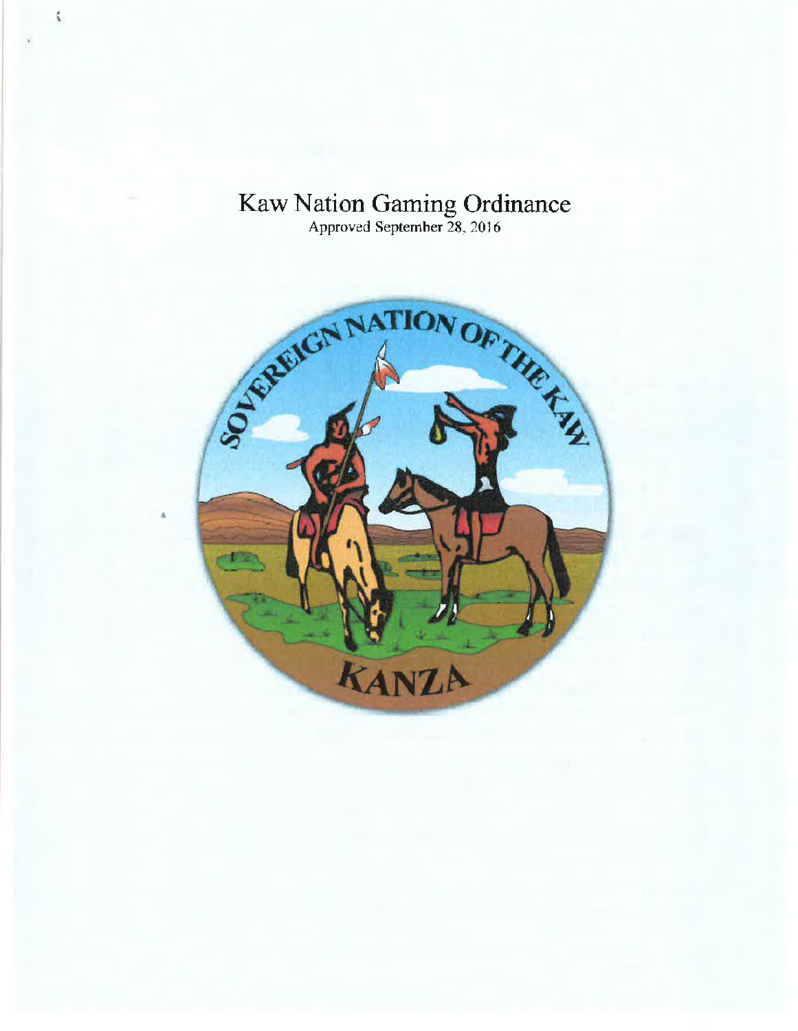# Kaw Nation Gaming Ordinance

Approved September 28, 2016

SOVEREIGN NATION OF THE KAW

KANZA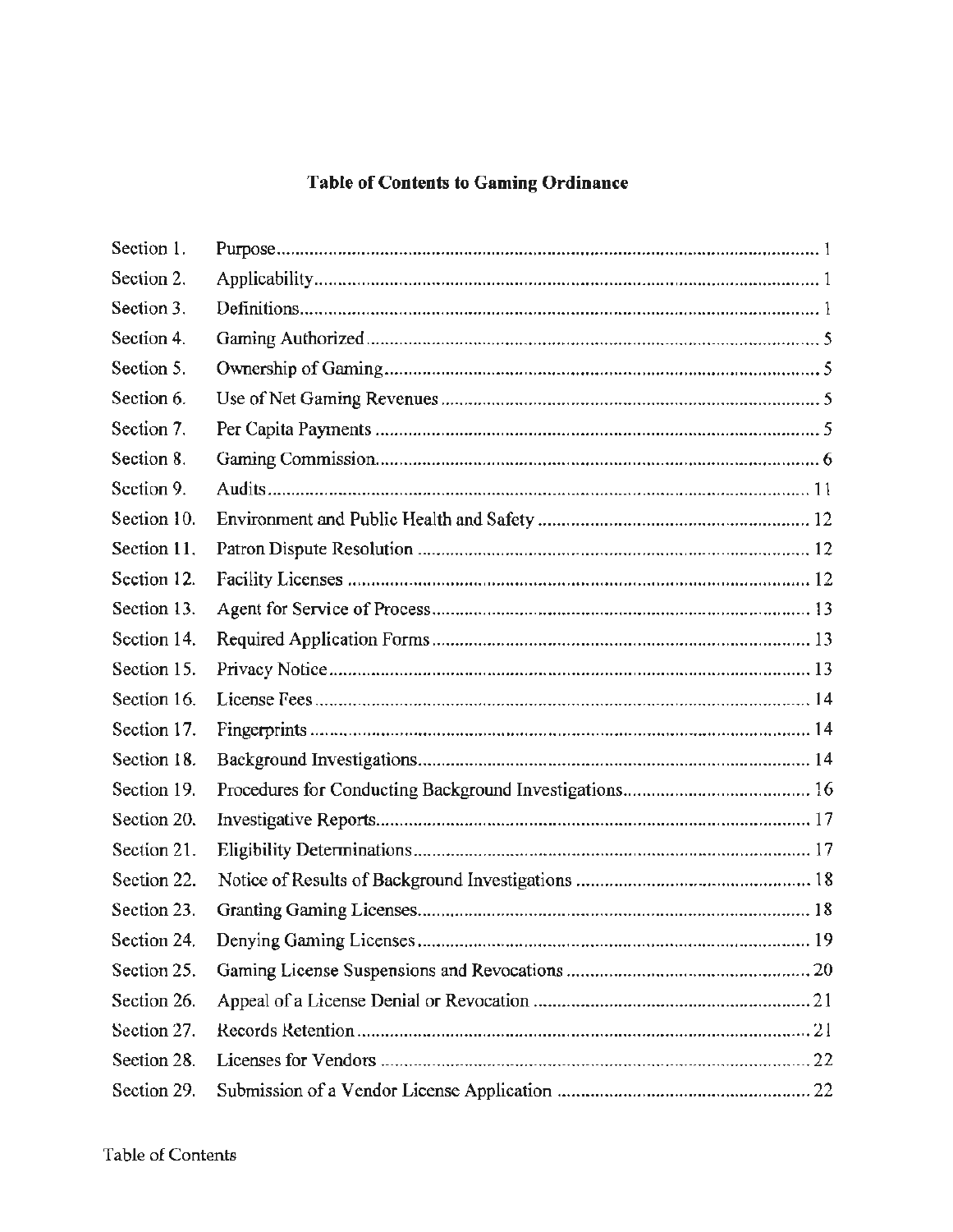# Table of Contents to Gaming Ordinance

| | | |
|---|---|---|
| Section 1. | Purpose | 1 |
| Section 2. | Applicability | 1 |
| Section 3. | Definitions | 1 |
| Section 4. | Gaming Authorized | 5 |
| Section 5. | Ownership of Gaming | 5 |
| Section 6. | Use of Net Gaming Revenues | 5 |
| Section 7. | Per Capita Payments | 5 |
| Section 8. | Gaming Commission | 6 |
| Section 9. | Audits | 11 |
| Section 10. | Environment and Public Health and Safety | 12 |
| Section 11. | Patron Dispute Resolution | 12 |
| Section 12. | Facility Licenses | 12 |
| Section 13. | Agent for Service of Process | 13 |
| Section 14. | Required Application Forms | 13 |
| Section 15. | Privacy Notice | 13 |
| Section 16. | License Fees | 14 |
| Section 17. | Fingerprints | 14 |
| Section 18. | Background Investigations | 14 |
| Section 19. | Procedures for Conducting Background Investigations | 16 |
| Section 20. | Investigative Reports | 17 |
| Section 21. | Eligibility Determinations | 17 |
| Section 22. | Notice of Results of Background Investigations | 18 |
| Section 23. | Granting Gaming Licenses | 18 |
| Section 24. | Denying Gaming Licenses | 19 |
| Section 25. | Gaming License Suspensions and Revocations | 20 |
| Section 26. | Appeal of a License Denial or Revocation | 21 |
| Section 27. | Records Retention | 21 |
| Section 28. | Licenses for Vendors | 22 |
| Section 29. | Submission of a Vendor License Application | 22 |

Table of Contents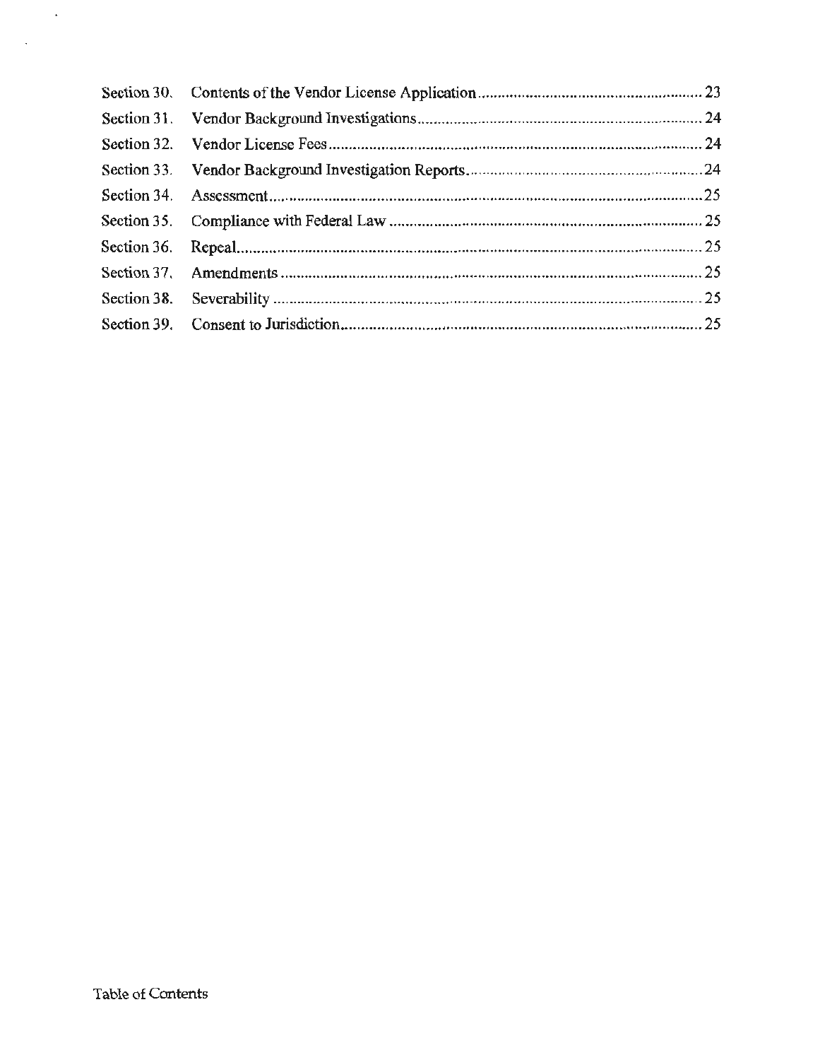| | | |
|---|---|---|
| Section 30. | Contents of the Vendor License Application | 23 |
| Section 31. | Vendor Background Investigations | 24 |
| Section 32. | Vendor License Fees | 24 |
| Section 33. | Vendor Background Investigation Reports | 24 |
| Section 34. | Assessment | 25 |
| Section 35. | Compliance with Federal Law | 25 |
| Section 36. | Repeal | 25 |
| Section 37. | Amendments | 25 |
| Section 38. | Severability | 25 |
| Section 39. | Consent to Jurisdiction | 25 |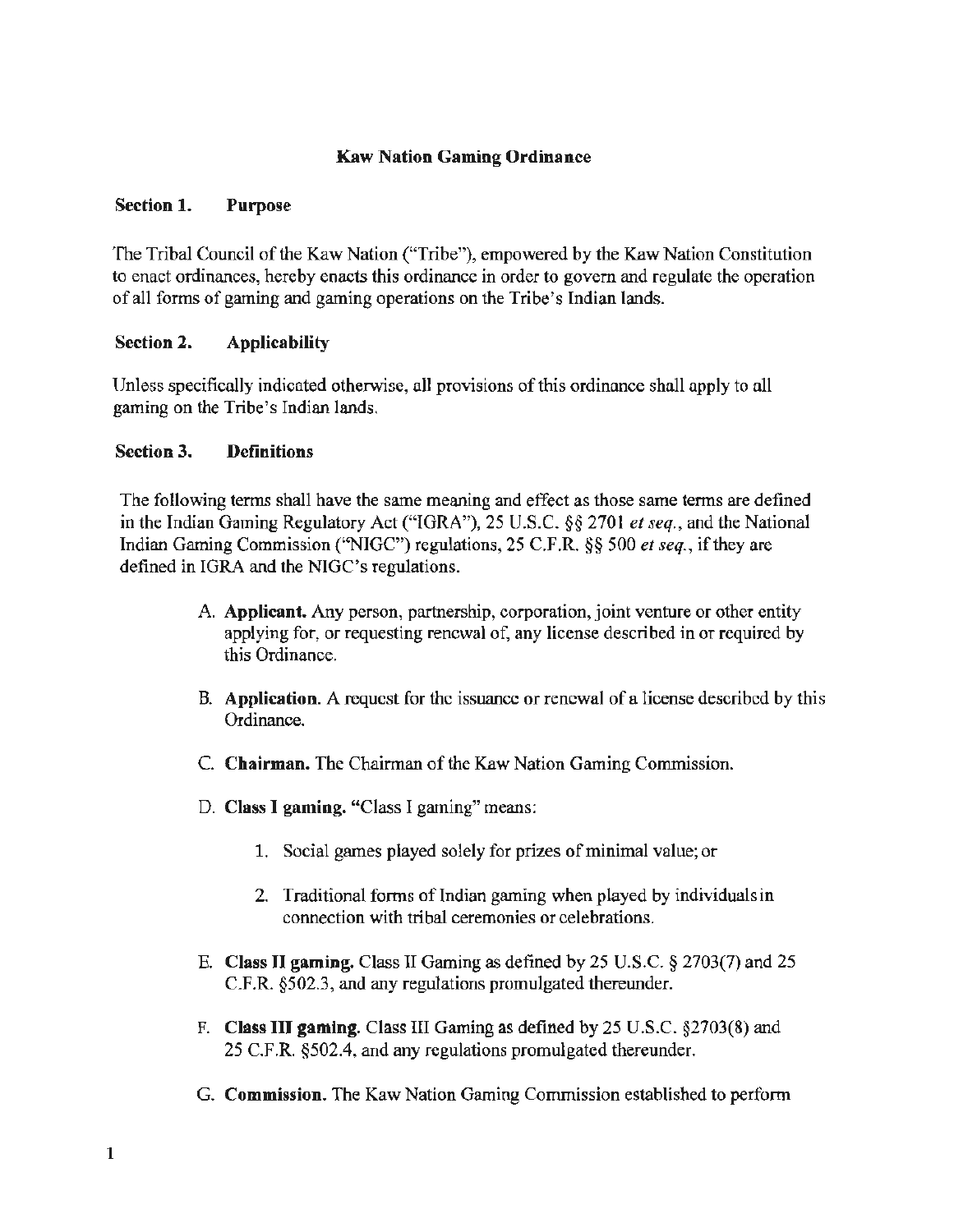**Kaw Nation Gaming Ordinance**

**Section 1. Purpose**

The Tribal Council of the Kaw Nation ("Tribe"), empowered by the Kaw Nation Constitution to enact ordinances, hereby enacts this ordinance in order to govern and regulate the operation of all forms of gaming and gaming operations on the Tribe's Indian lands.

**Section 2. Applicability**

Unless specifically indicated otherwise, all provisions of this ordinance shall apply to all gaming on the Tribe's Indian lands.

**Section 3. Definitions**

The following terms shall have the same meaning and effect as those same terms are defined in the Indian Gaming Regulatory Act ("IGRA"), 25 U.S.C. §§ 2701 *et seq.*, and the National Indian Gaming Commission ("NIGC") regulations, 25 C.F.R. §§ 500 *et seq.*, if they are defined in IGRA and the NIGC's regulations.

A. **Applicant.** Any person, partnership, corporation, joint venture or other entity applying for, or requesting renewal of, any license described in or required by this Ordinance.

B. **Application.** A request for the issuance or renewal of a license described by this Ordinance.

C. **Chairman.** The Chairman of the Kaw Nation Gaming Commission.

D. **Class I gaming.** "Class I gaming" means:

1. Social games played solely for prizes of minimal value; or

2. Traditional forms of Indian gaming when played by individuals in connection with tribal ceremonies or celebrations.

E. **Class II gaming.** Class II Gaming as defined by 25 U.S.C. § 2703(7) and 25 C.F.R. §502.3, and any regulations promulgated thereunder.

F. **Class III gaming.** Class III Gaming as defined by 25 U.S.C. §2703(8) and 25 C.F.R. §502.4, and any regulations promulgated thereunder.

G. **Commission.** The Kaw Nation Gaming Commission established to perform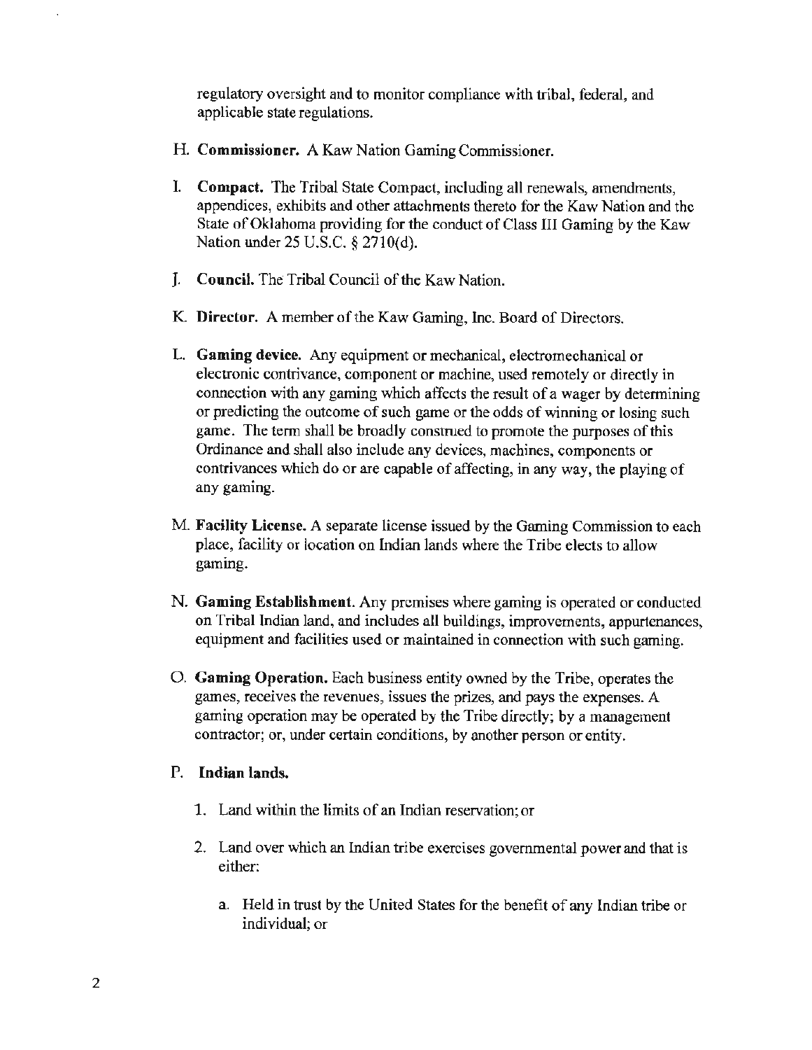regulatory oversight and to monitor compliance with tribal, federal, and applicable state regulations.

H. **Commissioner.** A Kaw Nation Gaming Commissioner.

I. **Compact.** The Tribal State Compact, including all renewals, amendments, appendices, exhibits and other attachments thereto for the Kaw Nation and the State of Oklahoma providing for the conduct of Class III Gaming by the Kaw Nation under 25 U.S.C. § 2710(d).

J. **Council.** The Tribal Council of the Kaw Nation.

K. **Director.** A member of the Kaw Gaming, Inc. Board of Directors.

L. **Gaming device.** Any equipment or mechanical, electromechanical or electronic contrivance, component or machine, used remotely or directly in connection with any gaming which affects the result of a wager by determining or predicting the outcome of such game or the odds of winning or losing such game. The term shall be broadly construed to promote the purposes of this Ordinance and shall also include any devices, machines, components or contrivances which do or are capable of affecting, in any way, the playing of any gaming.

M. **Facility License.** A separate license issued by the Gaming Commission to each place, facility or location on Indian lands where the Tribe elects to allow gaming.

N. **Gaming Establishment.** Any premises where gaming is operated or conducted on Tribal Indian land, and includes all buildings, improvements, appurtenances, equipment and facilities used or maintained in connection with such gaming.

O. **Gaming Operation.** Each business entity owned by the Tribe, operates the games, receives the revenues, issues the prizes, and pays the expenses. A gaming operation may be operated by the Tribe directly; by a management contractor; or, under certain conditions, by another person or entity.

P. **Indian lands.**

1. Land within the limits of an Indian reservation; or

2. Land over which an Indian tribe exercises governmental power and that is either:

   a. Held in trust by the United States for the benefit of any Indian tribe or individual; or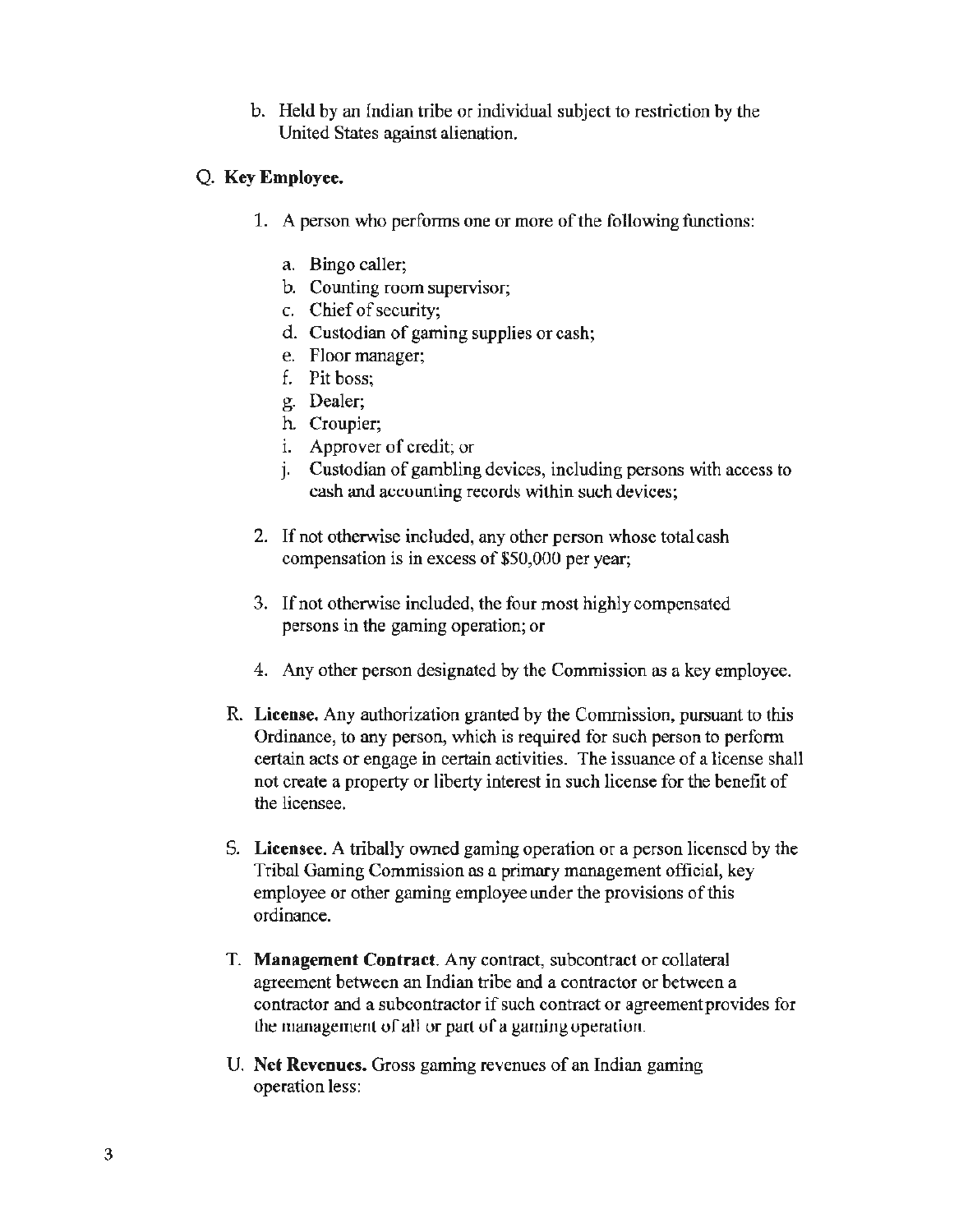b. Held by an Indian tribe or individual subject to restriction by the United States against alienation.

Q. **Key Employee.**

1. A person who performs one or more of the following functions:

    a. Bingo caller;
    b. Counting room supervisor;
    c. Chief of security;
    d. Custodian of gaming supplies or cash;
    e. Floor manager;
    f. Pit boss;
    g. Dealer;
    h. Croupier;
    i. Approver of credit; or
    j. Custodian of gambling devices, including persons with access to cash and accounting records within such devices;

2. If not otherwise included, any other person whose total cash compensation is in excess of $50,000 per year;

3. If not otherwise included, the four most highly compensated persons in the gaming operation; or

4. Any other person designated by the Commission as a key employee.

R. **License.** Any authorization granted by the Commission, pursuant to this Ordinance, to any person, which is required for such person to perform certain acts or engage in certain activities. The issuance of a license shall not create a property or liberty interest in such license for the benefit of the licensee.

S. **Licensee.** A tribally owned gaming operation or a person licensed by the Tribal Gaming Commission as a primary management official, key employee or other gaming employee under the provisions of this ordinance.

T. **Management Contract**. Any contract, subcontract or collateral agreement between an Indian tribe and a contractor or between a contractor and a subcontractor if such contract or agreement provides for the management of all or part of a gaming operation.

U. **Net Revenues.** Gross gaming revenues of an Indian gaming operation less: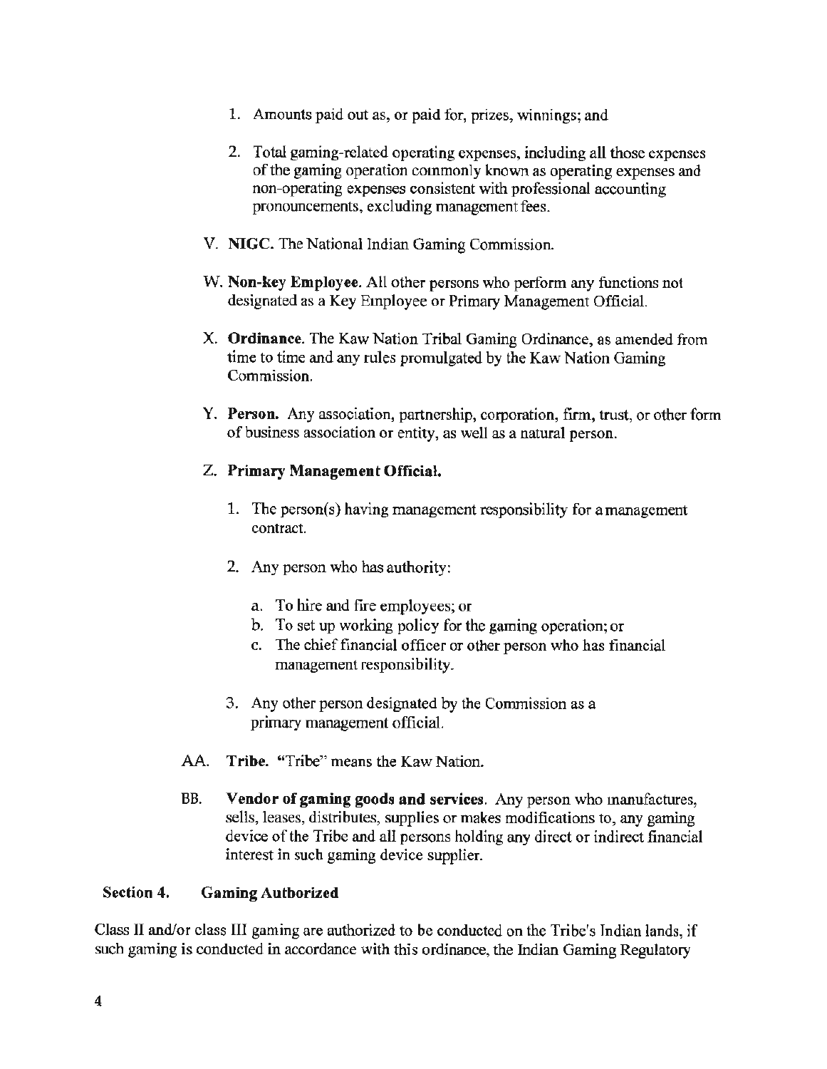1. Amounts paid out as, or paid for, prizes, winnings; and

2. Total gaming-related operating expenses, including all those expenses of the gaming operation commonly known as operating expenses and non-operating expenses consistent with professional accounting pronouncements, excluding management fees.

V. **NIGC.** The National Indian Gaming Commission.

W. **Non-key Employee.** All other persons who perform any functions not designated as a Key Employee or Primary Management Official.

X. **Ordinance.** The Kaw Nation Tribal Gaming Ordinance, as amended from time to time and any rules promulgated by the Kaw Nation Gaming Commission.

Y. **Person.** Any association, partnership, corporation, firm, trust, or other form of business association or entity, as well as a natural person.

Z. **Primary Management Official.**

1. The person(s) having management responsibility for a management contract.

2. Any person who has authority:

   a. To hire and fire employees; or
   b. To set up working policy for the gaming operation; or
   c. The chief financial officer or other person who has financial management responsibility.

3. Any other person designated by the Commission as a primary management official.

AA. **Tribe.** "Tribe" means the Kaw Nation.

BB. **Vendor of gaming goods and services**. Any person who manufactures, sells, leases, distributes, supplies or makes modifications to, any gaming device of the Tribe and all persons holding any direct or indirect financial interest in such gaming device supplier.

**Section 4. Gaming Authorized**

Class II and/or class III gaming are authorized to be conducted on the Tribe's Indian lands, if such gaming is conducted in accordance with this ordinance, the Indian Gaming Regulatory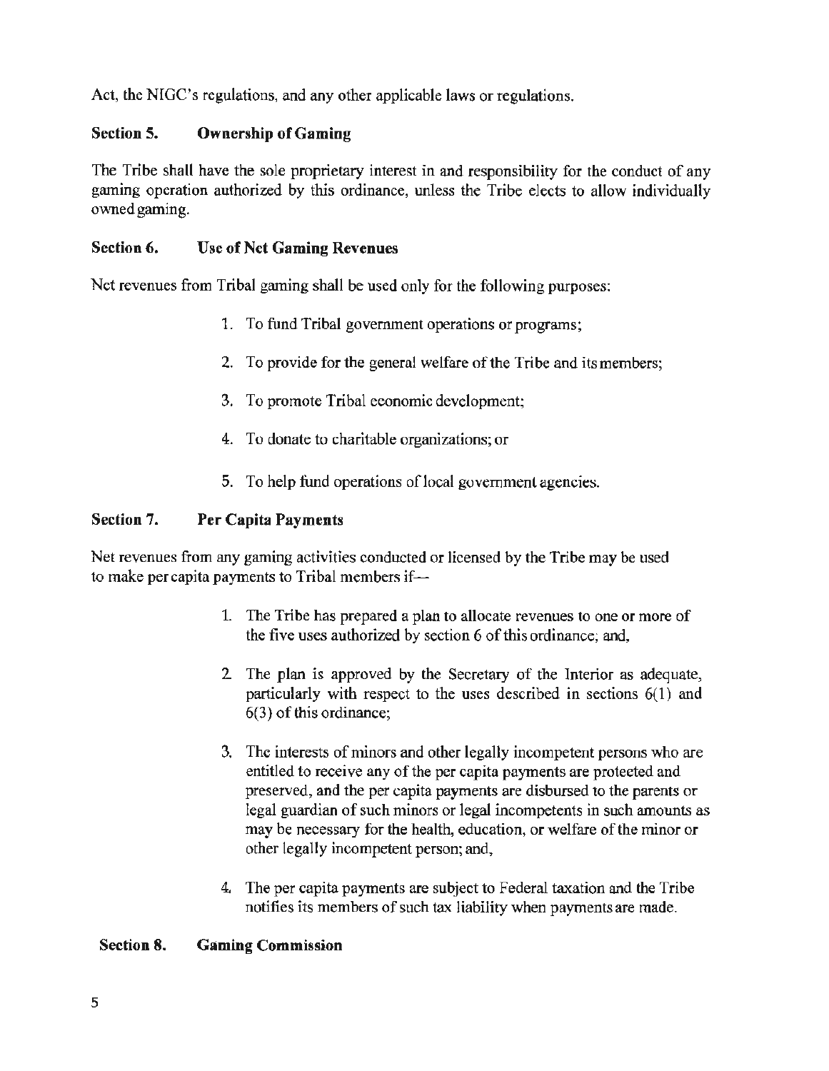Act, the NIGC's regulations, and any other applicable laws or regulations.

### Section 5. Ownership of Gaming

The Tribe shall have the sole proprietary interest in and responsibility for the conduct of any gaming operation authorized by this ordinance, unless the Tribe elects to allow individually owned gaming.

### Section 6. Use of Net Gaming Revenues

Net revenues from Tribal gaming shall be used only for the following purposes:

1. To fund Tribal government operations or programs;
2. To provide for the general welfare of the Tribe and its members;
3. To promote Tribal economic development;
4. To donate to charitable organizations; or
5. To help fund operations of local government agencies.

### Section 7. Per Capita Payments

Net revenues from any gaming activities conducted or licensed by the Tribe may be used to make per capita payments to Tribal members if—

1. The Tribe has prepared a plan to allocate revenues to one or more of the five uses authorized by section 6 of this ordinance; and,
2. The plan is approved by the Secretary of the Interior as adequate, particularly with respect to the uses described in sections 6(1) and 6(3) of this ordinance;
3. The interests of minors and other legally incompetent persons who are entitled to receive any of the per capita payments are protected and preserved, and the per capita payments are disbursed to the parents or legal guardian of such minors or legal incompetents in such amounts as may be necessary for the health, education, or welfare of the minor or other legally incompetent person; and,
4. The per capita payments are subject to Federal taxation and the Tribe notifies its members of such tax liability when payments are made.

### Section 8. Gaming Commission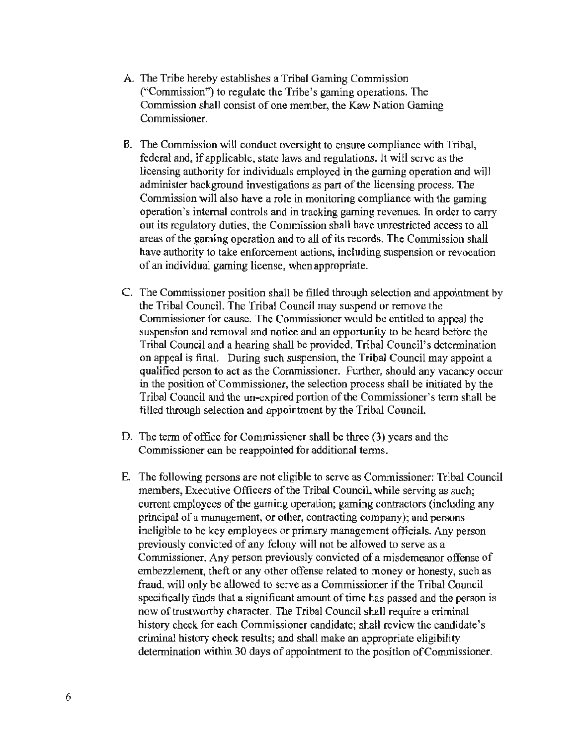A. The Tribe hereby establishes a Tribal Gaming Commission ("Commission") to regulate the Tribe's gaming operations. The Commission shall consist of one member, the Kaw Nation Gaming Commissioner.

B. The Commission will conduct oversight to ensure compliance with Tribal, federal and, if applicable, state laws and regulations. It will serve as the licensing authority for individuals employed in the gaming operation and will administer background investigations as part of the licensing process. The Commission will also have a role in monitoring compliance with the gaming operation's internal controls and in tracking gaming revenues. In order to carry out its regulatory duties, the Commission shall have unrestricted access to all areas of the gaming operation and to all of its records. The Commission shall have authority to take enforcement actions, including suspension or revocation of an individual gaming license, when appropriate.

C. The Commissioner position shall be filled through selection and appointment by the Tribal Council. The Tribal Council may suspend or remove the Commissioner for cause. The Commissioner would be entitled to appeal the suspension and removal and notice and an opportunity to be heard before the Tribal Council and a hearing shall be provided. Tribal Council's determination on appeal is final. During such suspension, the Tribal Council may appoint a qualified person to act as the Commissioner. Further, should any vacancy occur in the position of Commissioner, the selection process shall be initiated by the Tribal Council and the un-expired portion of the Commissioner's term shall be filled through selection and appointment by the Tribal Council.

D. The term of office for Commissioner shall be three (3) years and the Commissioner can be reappointed for additional terms.

E. The following persons are not eligible to serve as Commissioner: Tribal Council members, Executive Officers of the Tribal Council, while serving as such; current employees of the gaming operation; gaming contractors (including any principal of a management, or other, contracting company); and persons ineligible to be key employees or primary management officials. Any person previously convicted of any felony will not be allowed to serve as a Commissioner. Any person previously convicted of a misdemeanor offense of embezzlement, theft or any other offense related to money or honesty, such as fraud, will only be allowed to serve as a Commissioner if the Tribal Council specifically finds that a significant amount of time has passed and the person is now of trustworthy character. The Tribal Council shall require a criminal history check for each Commissioner candidate; shall review the candidate's criminal history check results; and shall make an appropriate eligibility determination within 30 days of appointment to the position of Commissioner.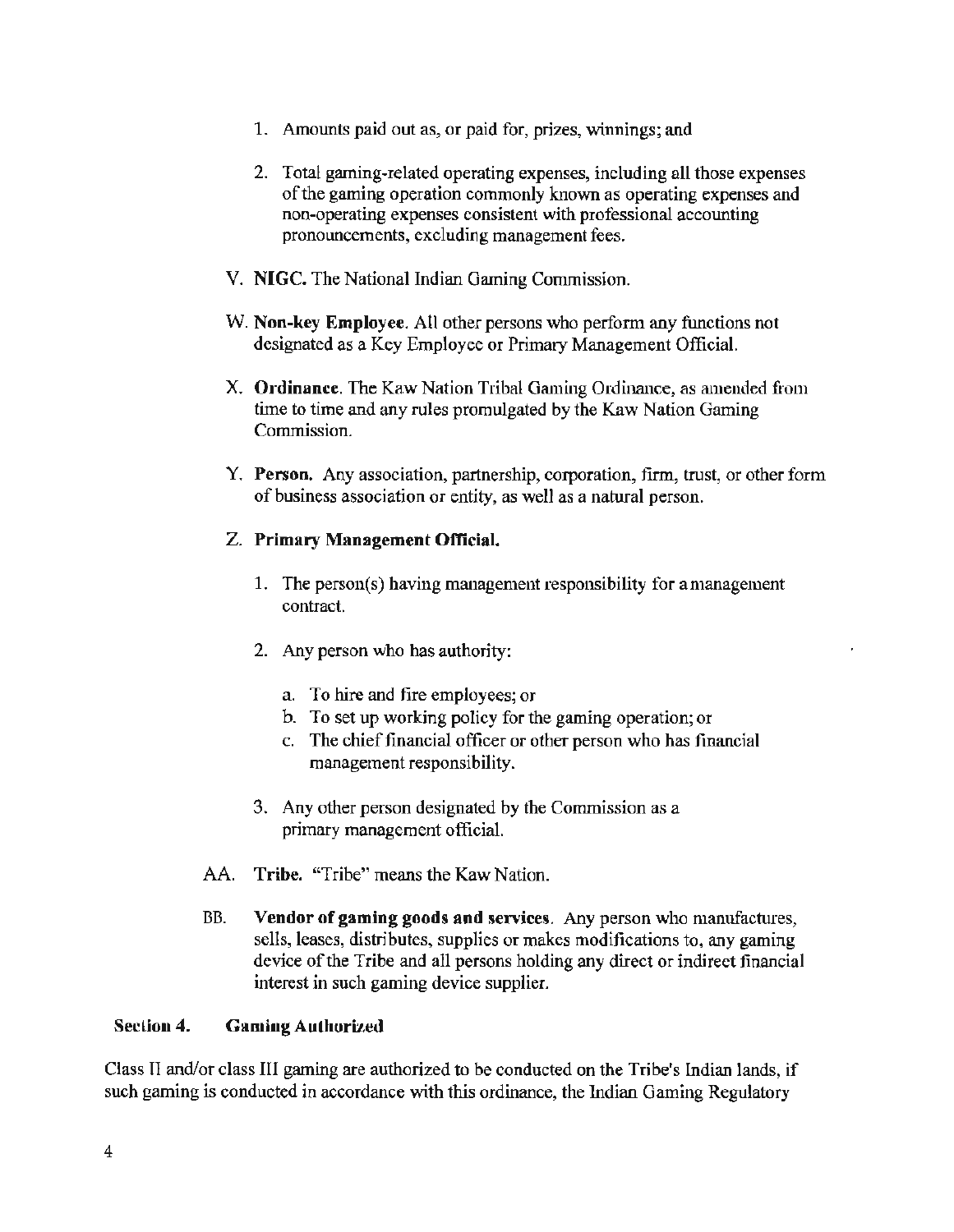1. Amounts paid out as, or paid for, prizes, winnings; and

2. Total gaming-related operating expenses, including all those expenses of the gaming operation commonly known as operating expenses and non-operating expenses consistent with professional accounting pronouncements, excluding management fees.

V. **NIGC.** The National Indian Gaming Commission.

W. **Non-key Employee**. All other persons who perform any functions not designated as a Key Employee or Primary Management Official.

X. **Ordinance**. The Kaw Nation Tribal Gaming Ordinance, as amended from time to time and any rules promulgated by the Kaw Nation Gaming Commission.

Y. **Person.** Any association, partnership, corporation, firm, trust, or other form of business association or entity, as well as a natural person.

Z. **Primary Management Official.**

1. The person(s) having management responsibility for a management contract.

2. Any person who has authority:

   a. To hire and fire employees; or
   b. To set up working policy for the gaming operation; or
   c. The chief financial officer or other person who has financial management responsibility.

3. Any other person designated by the Commission as a primary management official.

AA. **Tribe.** "Tribe" means the Kaw Nation.

BB. **Vendor of gaming goods and services**. Any person who manufactures, sells, leases, distributes, supplies or makes modifications to, any gaming device of the Tribe and all persons holding any direct or indirect financial interest in such gaming device supplier.

**Section 4. Gaming Authorized**

Class II and/or class III gaming are authorized to be conducted on the Tribe's Indian lands, if such gaming is conducted in accordance with this ordinance, the Indian Gaming Regulatory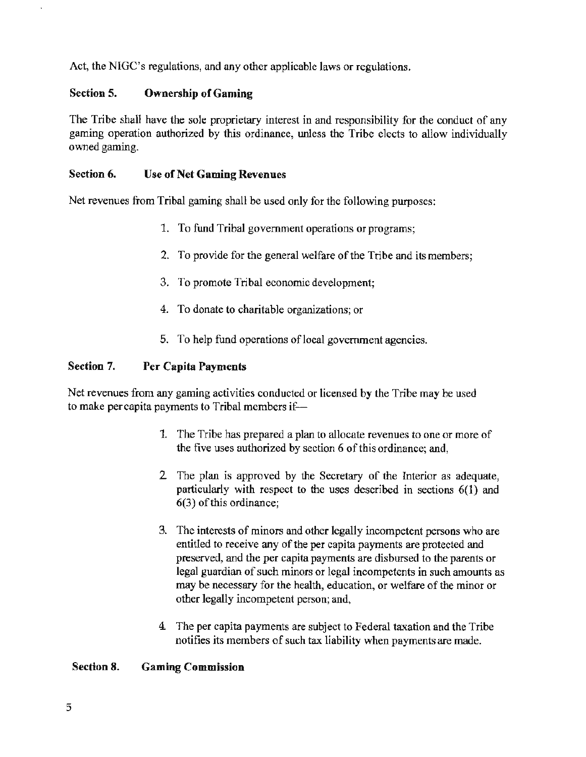Act, the NIGC's regulations, and any other applicable laws or regulations.

### Section 5. Ownership of Gaming

The Tribe shall have the sole proprietary interest in and responsibility for the conduct of any gaming operation authorized by this ordinance, unless the Tribe elects to allow individually owned gaming.

### Section 6. Use of Net Gaming Revenues

Net revenues from Tribal gaming shall be used only for the following purposes:

1. To fund Tribal government operations or programs;
2. To provide for the general welfare of the Tribe and its members;
3. To promote Tribal economic development;
4. To donate to charitable organizations; or
5. To help fund operations of local government agencies.

### Section 7. Per Capita Payments

Net revenues from any gaming activities conducted or licensed by the Tribe may be used to make per capita payments to Tribal members if—

1. The Tribe has prepared a plan to allocate revenues to one or more of the five uses authorized by section 6 of this ordinance; and,
2. The plan is approved by the Secretary of the Interior as adequate, particularly with respect to the uses described in sections 6(1) and 6(3) of this ordinance;
3. The interests of minors and other legally incompetent persons who are entitled to receive any of the per capita payments are protected and preserved, and the per capita payments are disbursed to the parents or legal guardian of such minors or legal incompetents in such amounts as may be necessary for the health, education, or welfare of the minor or other legally incompetent person; and,
4. The per capita payments are subject to Federal taxation and the Tribe notifies its members of such tax liability when payments are made.

### Section 8. Gaming Commission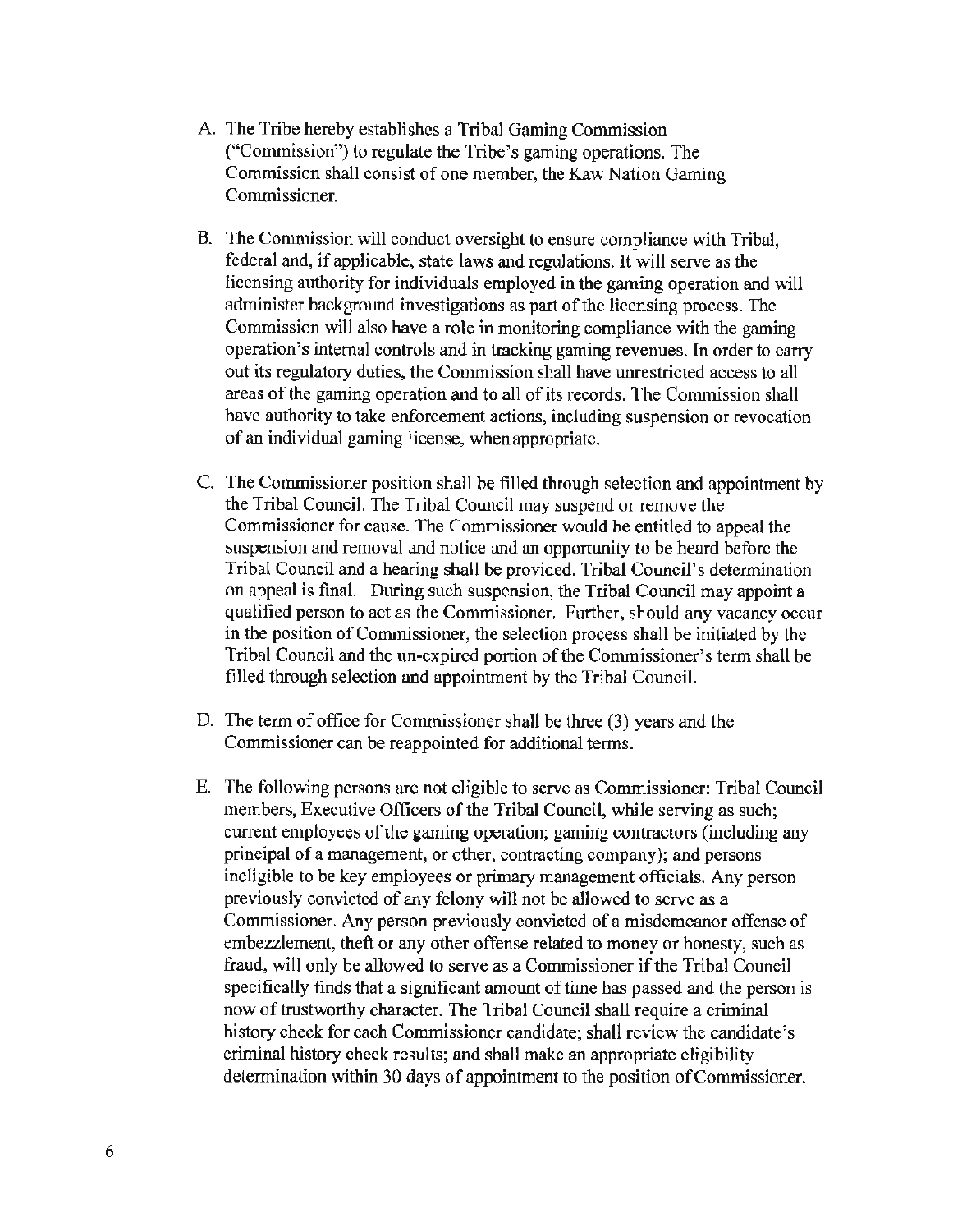A. The Tribe hereby establishes a Tribal Gaming Commission ("Commission") to regulate the Tribe's gaming operations. The Commission shall consist of one member, the Kaw Nation Gaming Commissioner.

B. The Commission will conduct oversight to ensure compliance with Tribal, federal and, if applicable, state laws and regulations. It will serve as the licensing authority for individuals employed in the gaming operation and will administer background investigations as part of the licensing process. The Commission will also have a role in monitoring compliance with the gaming operation's internal controls and in tracking gaming revenues. In order to carry out its regulatory duties, the Commission shall have unrestricted access to all areas of the gaming operation and to all of its records. The Commission shall have authority to take enforcement actions, including suspension or revocation of an individual gaming license, when appropriate.

C. The Commissioner position shall be filled through selection and appointment by the Tribal Council. The Tribal Council may suspend or remove the Commissioner for cause. The Commissioner would be entitled to appeal the suspension and removal and notice and an opportunity to be heard before the Tribal Council and a hearing shall be provided. Tribal Council's determination on appeal is final. During such suspension, the Tribal Council may appoint a qualified person to act as the Commissioner. Further, should any vacancy occur in the position of Commissioner, the selection process shall be initiated by the Tribal Council and the un-expired portion of the Commissioner's term shall be filled through selection and appointment by the Tribal Council.

D. The term of office for Commissioner shall be three (3) years and the Commissioner can be reappointed for additional terms.

E. The following persons are not eligible to serve as Commissioner: Tribal Council members, Executive Officers of the Tribal Council, while serving as such; current employees of the gaming operation; gaming contractors (including any principal of a management, or other, contracting company); and persons ineligible to be key employees or primary management officials. Any person previously convicted of any felony will not be allowed to serve as a Commissioner. Any person previously convicted of a misdemeanor offense of embezzlement, theft or any other offense related to money or honesty, such as fraud, will only be allowed to serve as a Commissioner if the Tribal Council specifically finds that a significant amount of time has passed and the person is now of trustworthy character. The Tribal Council shall require a criminal history check for each Commissioner candidate; shall review the candidate's criminal history check results; and shall make an appropriate eligibility determination within 30 days of appointment to the position of Commissioner.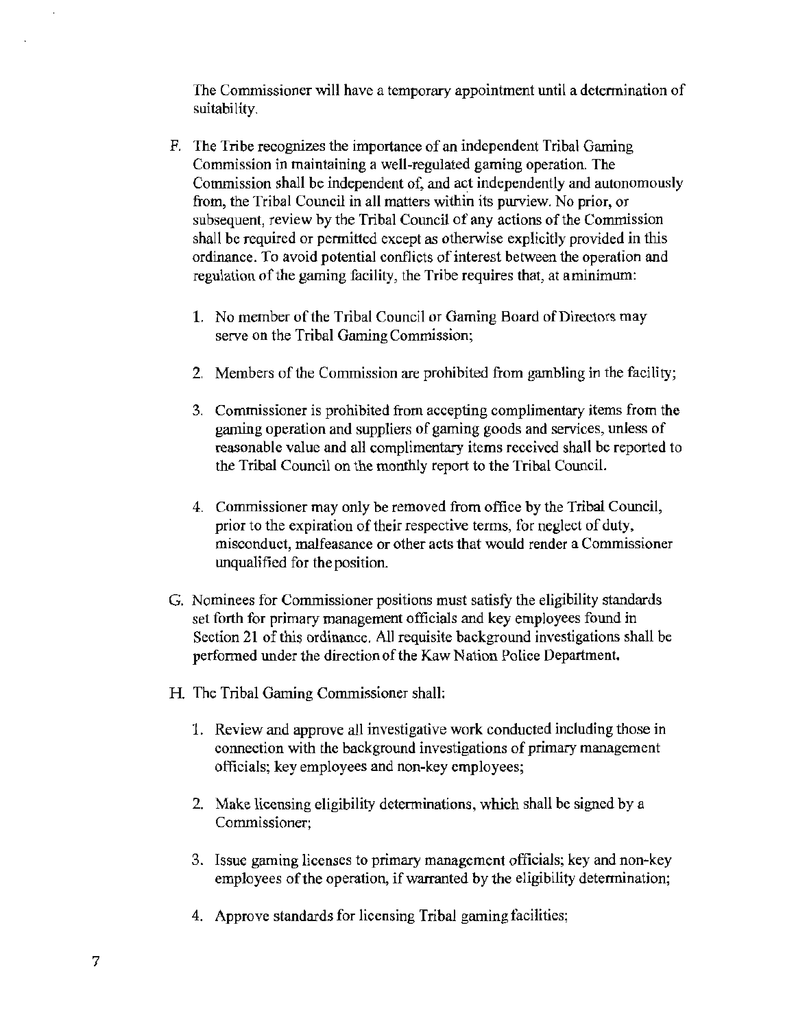The Commissioner will have a temporary appointment until a determination of suitability.

F. The Tribe recognizes the importance of an independent Tribal Gaming Commission in maintaining a well-regulated gaming operation. The Commission shall be independent of, and act independently and autonomously from, the Tribal Council in all matters within its purview. No prior, or subsequent, review by the Tribal Council of any actions of the Commission shall be required or permitted except as otherwise explicitly provided in this ordinance. To avoid potential conflicts of interest between the operation and regulation of the gaming facility, the Tribe requires that, at a minimum:

   1. No member of the Tribal Council or Gaming Board of Directors may serve on the Tribal Gaming Commission;

   2. Members of the Commission are prohibited from gambling in the facility;

   3. Commissioner is prohibited from accepting complimentary items from the gaming operation and suppliers of gaming goods and services, unless of reasonable value and all complimentary items received shall be reported to the Tribal Council on the monthly report to the Tribal Council.

   4. Commissioner may only be removed from office by the Tribal Council, prior to the expiration of their respective terms, for neglect of duty, misconduct, malfeasance or other acts that would render a Commissioner unqualified for the position.

G. Nominees for Commissioner positions must satisfy the eligibility standards set forth for primary management officials and key employees found in Section 21 of this ordinance. All requisite background investigations shall be performed under the direction of the Kaw Nation Police Department.

H. The Tribal Gaming Commissioner shall:

   1. Review and approve all investigative work conducted including those in connection with the background investigations of primary management officials; key employees and non-key employees;

   2. Make licensing eligibility determinations, which shall be signed by a Commissioner;

   3. Issue gaming licenses to primary management officials; key and non-key employees of the operation, if warranted by the eligibility determination;

   4. Approve standards for licensing Tribal gaming facilities;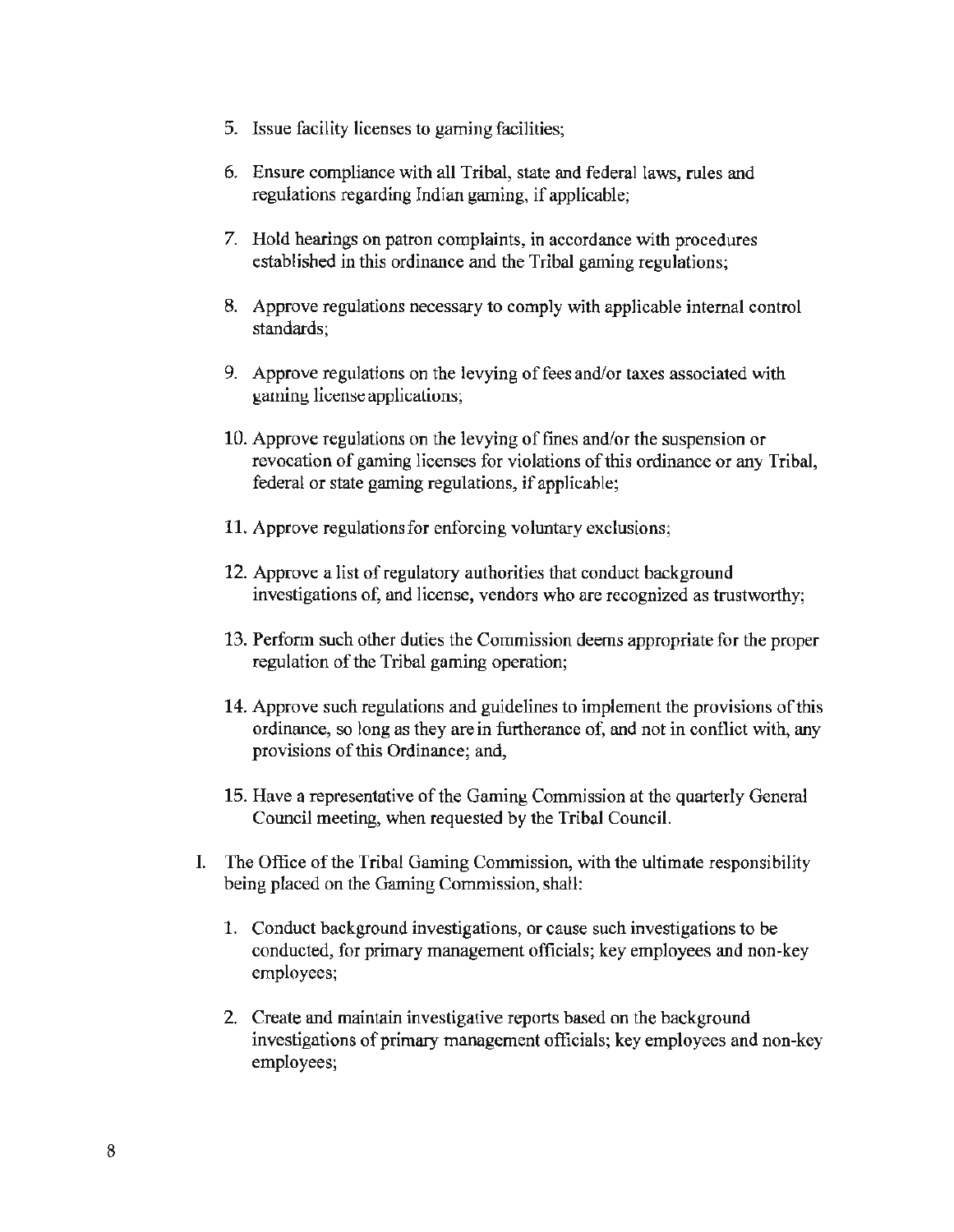5. Issue facility licenses to gaming facilities;

6. Ensure compliance with all Tribal, state and federal laws, rules and regulations regarding Indian gaming, if applicable;

7. Hold hearings on patron complaints, in accordance with procedures established in this ordinance and the Tribal gaming regulations;

8. Approve regulations necessary to comply with applicable internal control standards;

9. Approve regulations on the levying of fees and/or taxes associated with gaming license applications;

10. Approve regulations on the levying of fines and/or the suspension or revocation of gaming licenses for violations of this ordinance or any Tribal, federal or state gaming regulations, if applicable;

11. Approve regulations for enforcing voluntary exclusions;

12. Approve a list of regulatory authorities that conduct background investigations of, and license, vendors who are recognized as trustworthy;

13. Perform such other duties the Commission deems appropriate for the proper regulation of the Tribal gaming operation;

14. Approve such regulations and guidelines to implement the provisions of this ordinance, so long as they are in furtherance of, and not in conflict with, any provisions of this Ordinance; and,

15. Have a representative of the Gaming Commission at the quarterly General Council meeting, when requested by the Tribal Council.

I. The Office of the Tribal Gaming Commission, with the ultimate responsibility being placed on the Gaming Commission, shall:

   1. Conduct background investigations, or cause such investigations to be conducted, for primary management officials; key employees and non-key employees;

   2. Create and maintain investigative reports based on the background investigations of primary management officials; key employees and non-key employees;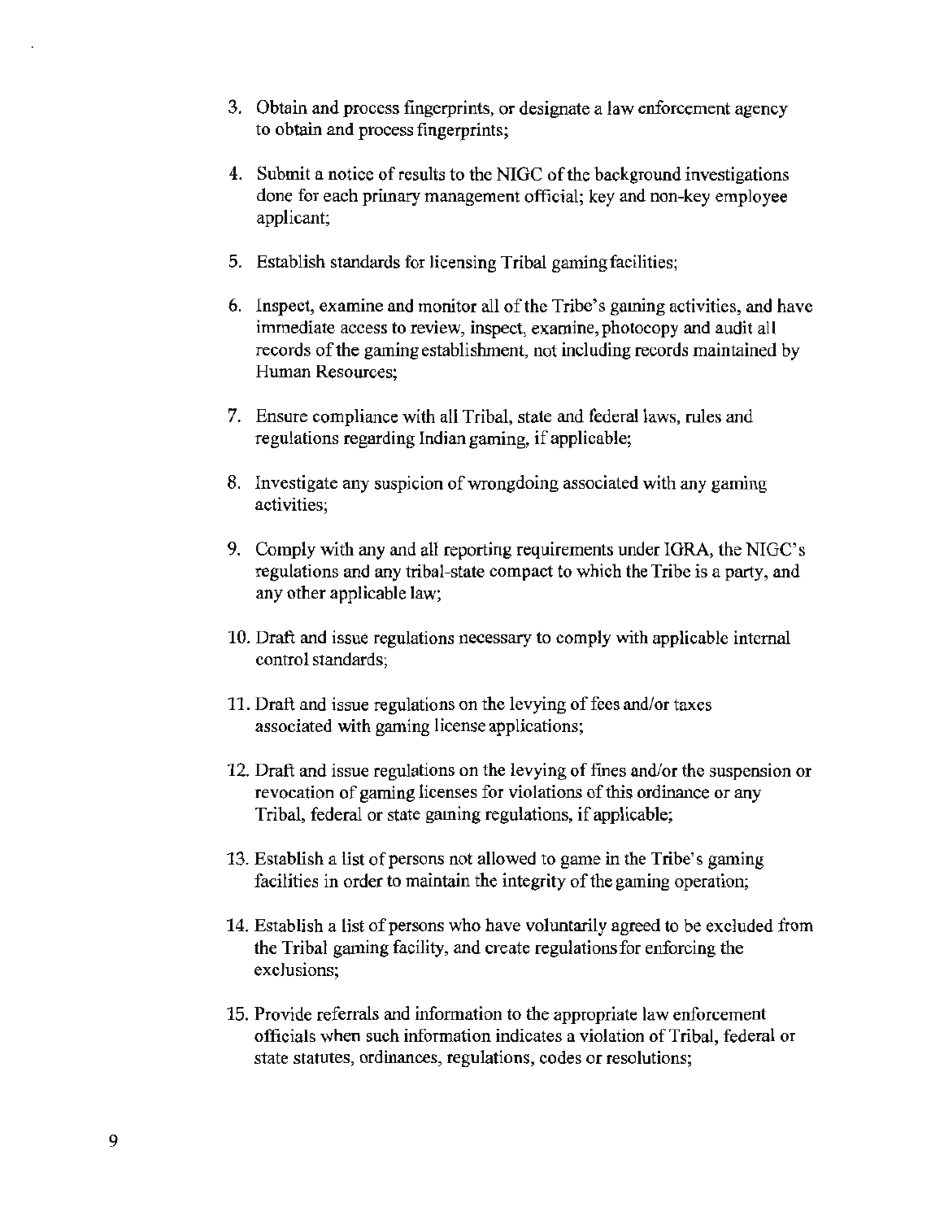3. Obtain and process fingerprints, or designate a law enforcement agency to obtain and process fingerprints;

4. Submit a notice of results to the NIGC of the background investigations done for each primary management official; key and non-key employee applicant;

5. Establish standards for licensing Tribal gaming facilities;

6. Inspect, examine and monitor all of the Tribe's gaming activities, and have immediate access to review, inspect, examine, photocopy and audit all records of the gaming establishment, not including records maintained by Human Resources;

7. Ensure compliance with all Tribal, state and federal laws, rules and regulations regarding Indian gaming, if applicable;

8. Investigate any suspicion of wrongdoing associated with any gaming activities;

9. Comply with any and all reporting requirements under IGRA, the NIGC's regulations and any tribal-state compact to which the Tribe is a party, and any other applicable law;

10. Draft and issue regulations necessary to comply with applicable internal control standards;

11. Draft and issue regulations on the levying of fees and/or taxes associated with gaming license applications;

12. Draft and issue regulations on the levying of fines and/or the suspension or revocation of gaming licenses for violations of this ordinance or any Tribal, federal or state gaming regulations, if applicable;

13. Establish a list of persons not allowed to game in the Tribe's gaming facilities in order to maintain the integrity of the gaming operation;

14. Establish a list of persons who have voluntarily agreed to be excluded from the Tribal gaming facility, and create regulations for enforcing the exclusions;

15. Provide referrals and information to the appropriate law enforcement officials when such information indicates a violation of Tribal, federal or state statutes, ordinances, regulations, codes or resolutions;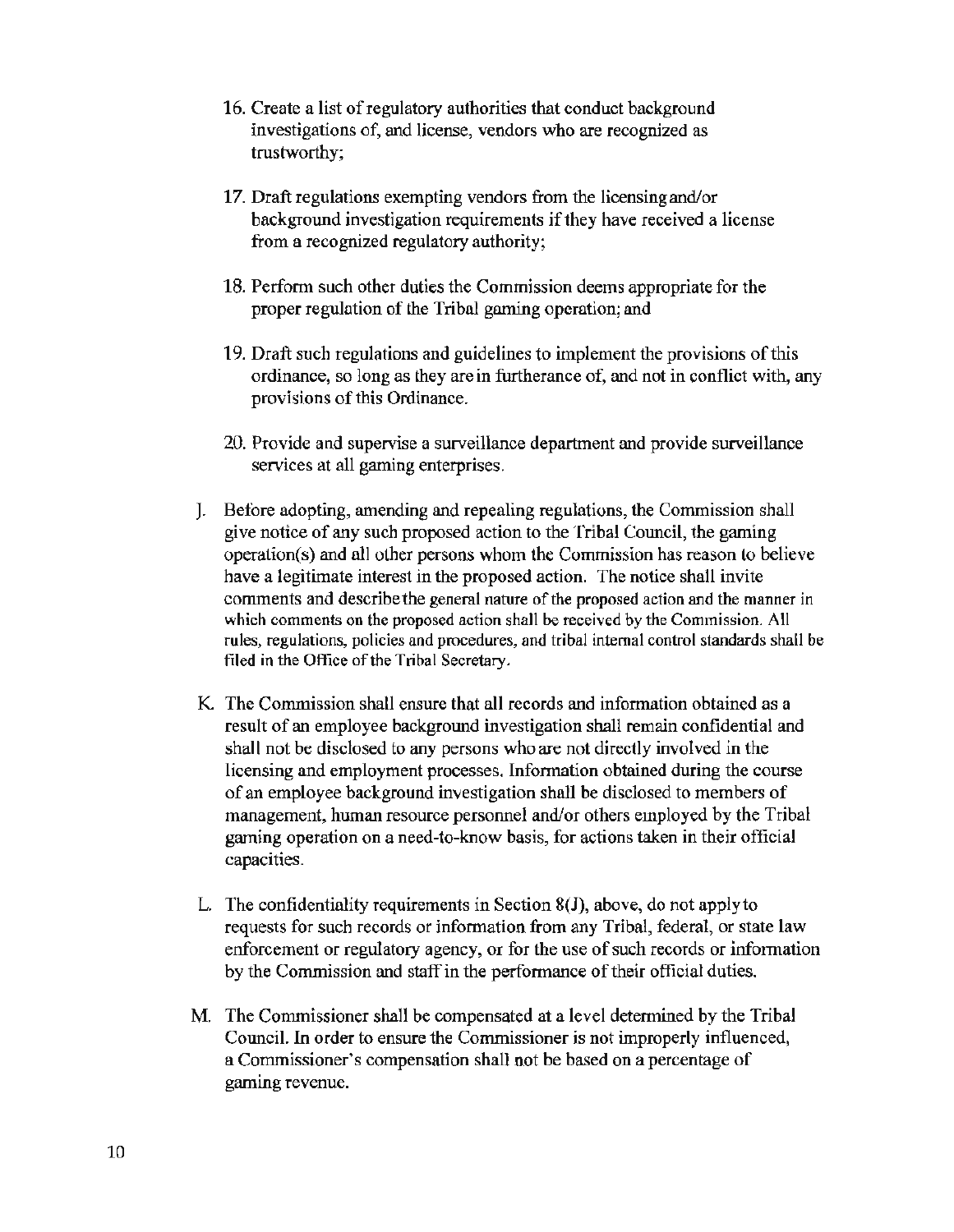16. Create a list of regulatory authorities that conduct background investigations of, and license, vendors who are recognized as trustworthy;

17. Draft regulations exempting vendors from the licensing and/or background investigation requirements if they have received a license from a recognized regulatory authority;

18. Perform such other duties the Commission deems appropriate for the proper regulation of the Tribal gaming operation; and

19. Draft such regulations and guidelines to implement the provisions of this ordinance, so long as they are in furtherance of, and not in conflict with, any provisions of this Ordinance.

20. Provide and supervise a surveillance department and provide surveillance services at all gaming enterprises.

J. Before adopting, amending and repealing regulations, the Commission shall give notice of any such proposed action to the Tribal Council, the gaming operation(s) and all other persons whom the Commission has reason to believe have a legitimate interest in the proposed action. The notice shall invite comments and describe the general nature of the proposed action and the manner in which comments on the proposed action shall be received by the Commission. All rules, regulations, policies and procedures, and tribal internal control standards shall be filed in the Office of the Tribal Secretary.

K. The Commission shall ensure that all records and information obtained as a result of an employee background investigation shall remain confidential and shall not be disclosed to any persons who are not directly involved in the licensing and employment processes. Information obtained during the course of an employee background investigation shall be disclosed to members of management, human resource personnel and/or others employed by the Tribal gaming operation on a need-to-know basis, for actions taken in their official capacities.

L. The confidentiality requirements in Section 8(J), above, do not apply to requests for such records or information from any Tribal, federal, or state law enforcement or regulatory agency, or for the use of such records or information by the Commission and staff in the performance of their official duties.

M. The Commissioner shall be compensated at a level determined by the Tribal Council. In order to ensure the Commissioner is not improperly influenced, a Commissioner's compensation shall not be based on a percentage of gaming revenue.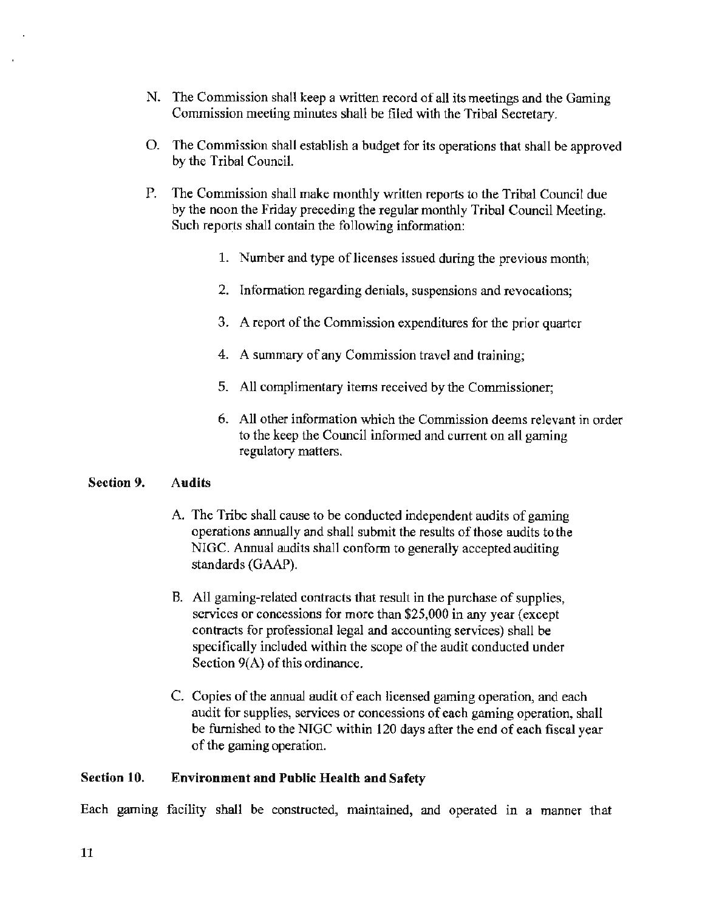N. The Commission shall keep a written record of all its meetings and the Gaming Commission meeting minutes shall be filed with the Tribal Secretary.

O. The Commission shall establish a budget for its operations that shall be approved by the Tribal Council.

P. The Commission shall make monthly written reports to the Tribal Council due by the noon the Friday preceding the regular monthly Tribal Council Meeting. Such reports shall contain the following information:

1. Number and type of licenses issued during the previous month;
2. Information regarding denials, suspensions and revocations;
3. A report of the Commission expenditures for the prior quarter
4. A summary of any Commission travel and training;
5. All complimentary items received by the Commissioner;
6. All other information which the Commission deems relevant in order to the keep the Council informed and current on all gaming regulatory matters.

## Section 9. Audits

A. The Tribe shall cause to be conducted independent audits of gaming operations annually and shall submit the results of those audits to the NIGC. Annual audits shall conform to generally accepted auditing standards (GAAP).

B. All gaming-related contracts that result in the purchase of supplies, services or concessions for more than $25,000 in any year (except contracts for professional legal and accounting services) shall be specifically included within the scope of the audit conducted under Section 9(A) of this ordinance.

C. Copies of the annual audit of each licensed gaming operation, and each audit for supplies, services or concessions of each gaming operation, shall be furnished to the NIGC within 120 days after the end of each fiscal year of the gaming operation.

## Section 10. Environment and Public Health and Safety

Each gaming facility shall be constructed, maintained, and operated in a manner that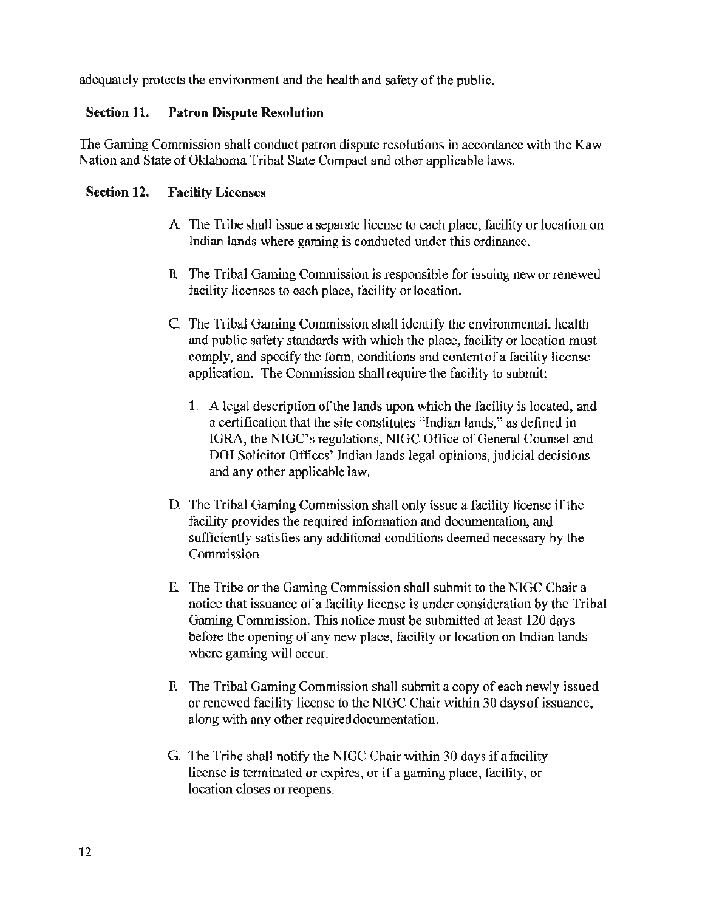adequately protects the environment and the health and safety of the public.

## Section 11. Patron Dispute Resolution

The Gaming Commission shall conduct patron dispute resolutions in accordance with the Kaw Nation and State of Oklahoma Tribal State Compact and other applicable laws.

## Section 12. Facility Licenses

A. The Tribe shall issue a separate license to each place, facility or location on Indian lands where gaming is conducted under this ordinance.

B. The Tribal Gaming Commission is responsible for issuing new or renewed facility licenses to each place, facility or location.

C. The Tribal Gaming Commission shall identify the environmental, health and public safety standards with which the place, facility or location must comply, and specify the form, conditions and content of a facility license application. The Commission shall require the facility to submit:

   1. A legal description of the lands upon which the facility is located, and a certification that the site constitutes "Indian lands," as defined in IGRA, the NIGC's regulations, NIGC Office of General Counsel and DOI Solicitor Offices' Indian lands legal opinions, judicial decisions and any other applicable law.

D. The Tribal Gaming Commission shall only issue a facility license if the facility provides the required information and documentation, and sufficiently satisfies any additional conditions deemed necessary by the Commission.

E. The Tribe or the Gaming Commission shall submit to the NIGC Chair a notice that issuance of a facility license is under consideration by the Tribal Gaming Commission. This notice must be submitted at least 120 days before the opening of any new place, facility or location on Indian lands where gaming will occur.

F. The Tribal Gaming Commission shall submit a copy of each newly issued or renewed facility license to the NIGC Chair within 30 days of issuance, along with any other required documentation.

G. The Tribe shall notify the NIGC Chair within 30 days if a facility license is terminated or expires, or if a gaming place, facility, or location closes or reopens.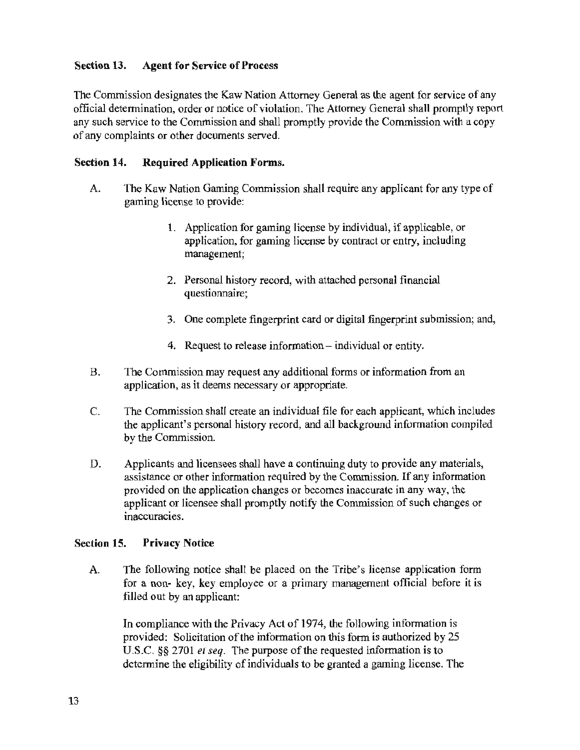### Section 13. Agent for Service of Process

The Commission designates the Kaw Nation Attorney General as the agent for service of any official determination, order or notice of violation. The Attorney General shall promptly report any such service to the Commission and shall promptly provide the Commission with a copy of any complaints or other documents served.

### Section 14. Required Application Forms.

A. The Kaw Nation Gaming Commission shall require any applicant for any type of gaming license to provide:

1. Application for gaming license by individual, if applicable, or application, for gaming license by contract or entry, including management;

2. Personal history record, with attached personal financial questionnaire;

3. One complete fingerprint card or digital fingerprint submission; and,

4. Request to release information – individual or entity.

B. The Commission may request any additional forms or information from an application, as it deems necessary or appropriate.

C. The Commission shall create an individual file for each applicant, which includes the applicant's personal history record, and all background information compiled by the Commission.

D. Applicants and licensees shall have a continuing duty to provide any materials, assistance or other information required by the Commission. If any information provided on the application changes or becomes inaccurate in any way, the applicant or licensee shall promptly notify the Commission of such changes or inaccuracies.

### Section 15. Privacy Notice

A. The following notice shall be placed on the Tribe's license application form for a non- key, key employee or a primary management official before it is filled out by an applicant:

In compliance with the Privacy Act of 1974, the following information is provided: Solicitation of the information on this form is authorized by 25 U.S.C. §§ 2701 *et seq*. The purpose of the requested information is to determine the eligibility of individuals to be granted a gaming license. The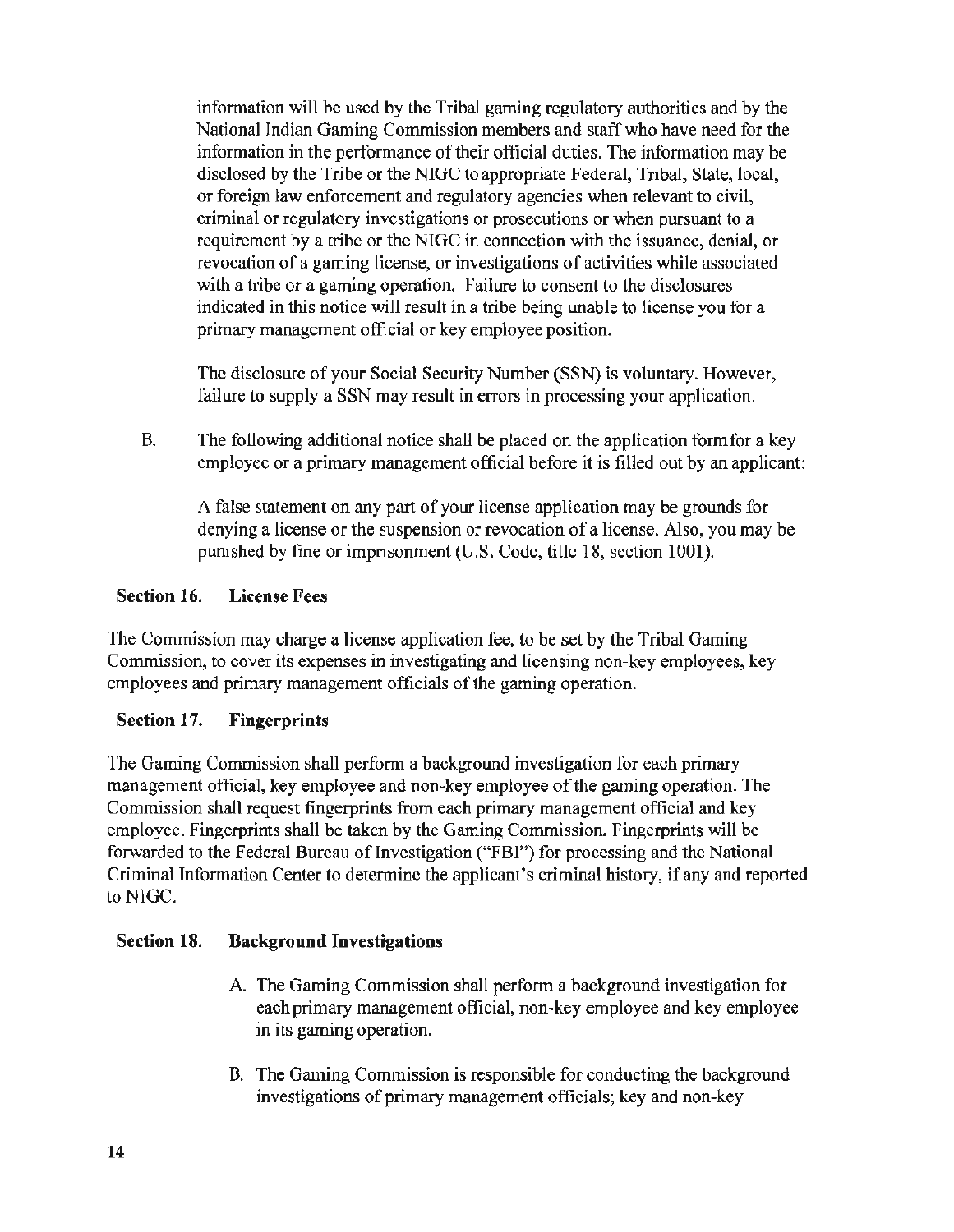information will be used by the Tribal gaming regulatory authorities and by the National Indian Gaming Commission members and staff who have need for the information in the performance of their official duties. The information may be disclosed by the Tribe or the NIGC to appropriate Federal, Tribal, State, local, or foreign law enforcement and regulatory agencies when relevant to civil, criminal or regulatory investigations or prosecutions or when pursuant to a requirement by a tribe or the NIGC in connection with the issuance, denial, or revocation of a gaming license, or investigations of activities while associated with a tribe or a gaming operation. Failure to consent to the disclosures indicated in this notice will result in a tribe being unable to license you for a primary management official or key employee position.

The disclosure of your Social Security Number (SSN) is voluntary. However, failure to supply a SSN may result in errors in processing your application.

B. The following additional notice shall be placed on the application form for a key employee or a primary management official before it is filled out by an applicant:

A false statement on any part of your license application may be grounds for denying a license or the suspension or revocation of a license. Also, you may be punished by fine or imprisonment (U.S. Code, title 18, section 1001).

**Section 16. License Fees**

The Commission may charge a license application fee, to be set by the Tribal Gaming Commission, to cover its expenses in investigating and licensing non-key employees, key employees and primary management officials of the gaming operation.

**Section 17. Fingerprints**

The Gaming Commission shall perform a background investigation for each primary management official, key employee and non-key employee of the gaming operation. The Commission shall request fingerprints from each primary management official and key employee. Fingerprints shall be taken by the Gaming Commission. Fingerprints will be forwarded to the Federal Bureau of Investigation ("FBI") for processing and the National Criminal Information Center to determine the applicant's criminal history, if any and reported to NIGC.

**Section 18. Background Investigations**

A. The Gaming Commission shall perform a background investigation for each primary management official, non-key employee and key employee in its gaming operation.

B. The Gaming Commission is responsible for conducting the background investigations of primary management officials; key and non-key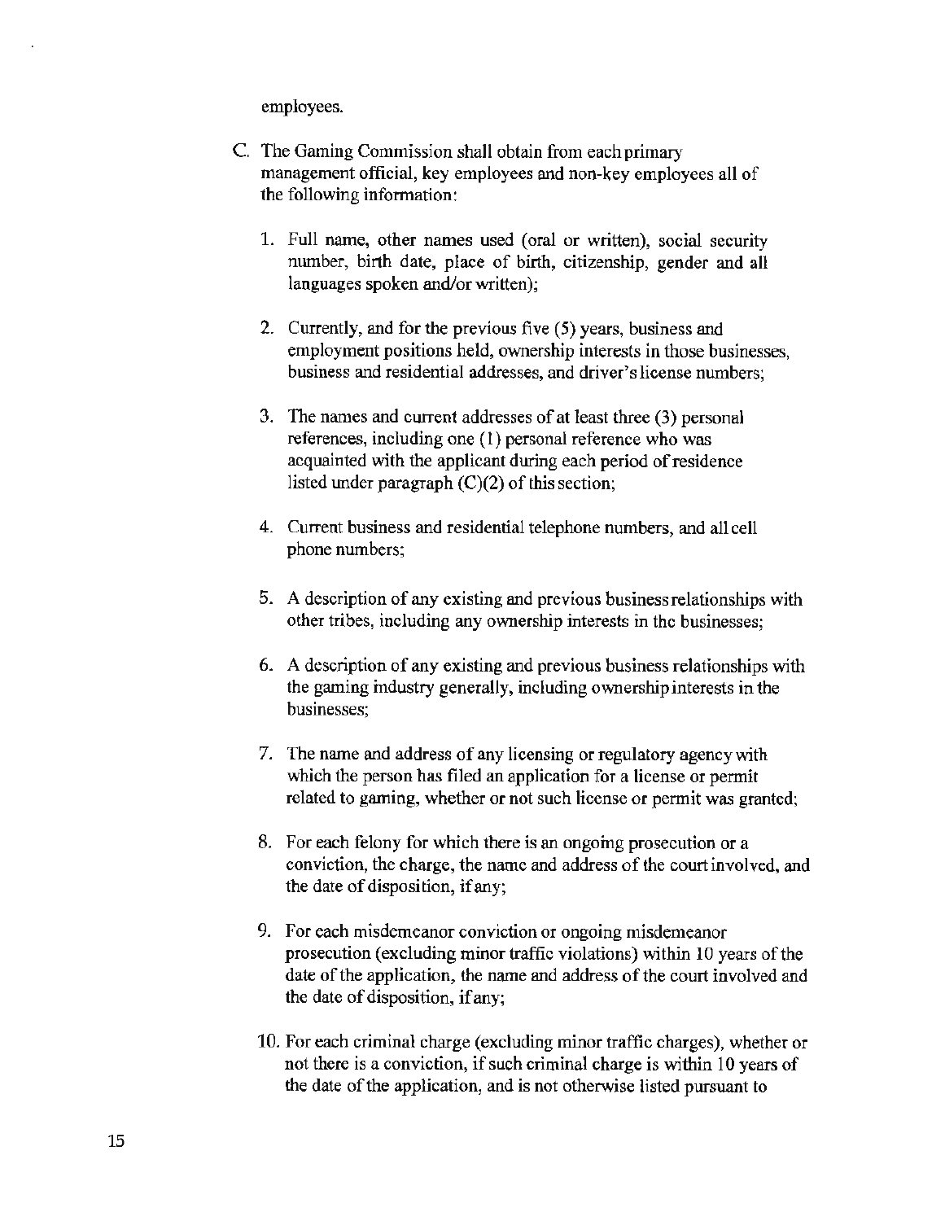employees.

C. The Gaming Commission shall obtain from each primary management official, key employees and non-key employees all of the following information:

   1. Full name, other names used (oral or written), social security number, birth date, place of birth, citizenship, gender and all languages spoken and/or written);

   2. Currently, and for the previous five (5) years, business and employment positions held, ownership interests in those businesses, business and residential addresses, and driver's license numbers;

   3. The names and current addresses of at least three (3) personal references, including one (1) personal reference who was acquainted with the applicant during each period of residence listed under paragraph (C)(2) of this section;

   4. Current business and residential telephone numbers, and all cell phone numbers;

   5. A description of any existing and previous business relationships with other tribes, including any ownership interests in the businesses;

   6. A description of any existing and previous business relationships with the gaming industry generally, including ownership interests in the businesses;

   7. The name and address of any licensing or regulatory agency with which the person has filed an application for a license or permit related to gaming, whether or not such license or permit was granted;

   8. For each felony for which there is an ongoing prosecution or a conviction, the charge, the name and address of the court involved, and the date of disposition, if any;

   9. For each misdemeanor conviction or ongoing misdemeanor prosecution (excluding minor traffic violations) within 10 years of the date of the application, the name and address of the court involved and the date of disposition, if any;

   10. For each criminal charge (excluding minor traffic charges), whether or not there is a conviction, if such criminal charge is within 10 years of the date of the application, and is not otherwise listed pursuant to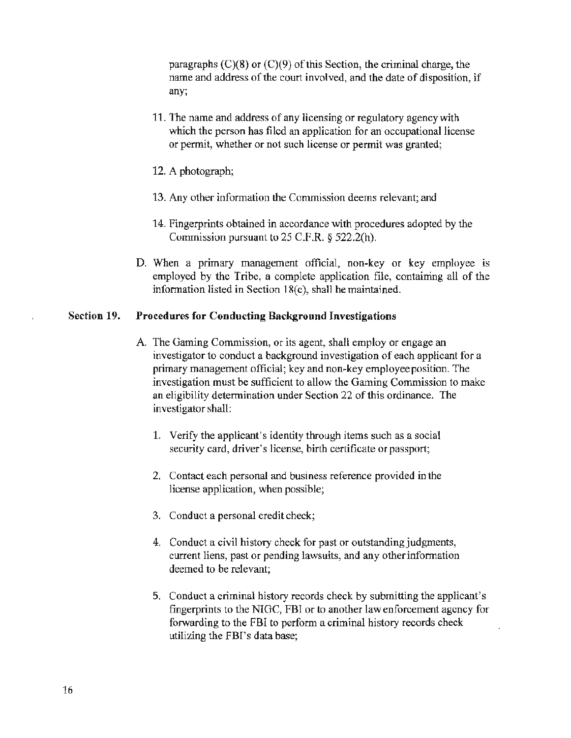paragraphs (C)(8) or (C)(9) of this Section, the criminal charge, the name and address of the court involved, and the date of disposition, if any;

11. The name and address of any licensing or regulatory agency with which the person has filed an application for an occupational license or permit, whether or not such license or permit was granted;

12. A photograph;

13. Any other information the Commission deems relevant; and

14. Fingerprints obtained in accordance with procedures adopted by the Commission pursuant to 25 C.F.R. § 522.2(h).

D. When a primary management official, non-key or key employee is employed by the Tribe, a complete application file, containing all of the information listed in Section 18(c), shall he maintained.

**Section 19. Procedures for Conducting Background Investigations**

A. The Gaming Commission, or its agent, shall employ or engage an investigator to conduct a background investigation of each applicant for a primary management official; key and non-key employee position. The investigation must be sufficient to allow the Gaming Commission to make an eligibility determination under Section 22 of this ordinance. The investigator shall:

1. Verify the applicant's identity through items such as a social security card, driver's license, birth certificate or passport;

2. Contact each personal and business reference provided in the license application, when possible;

3. Conduct a personal credit check;

4. Conduct a civil history check for past or outstanding judgments, current liens, past or pending lawsuits, and any other information deemed to be relevant;

5. Conduct a criminal history records check by submitting the applicant's fingerprints to the NIGC, FBI or to another law enforcement agency for forwarding to the FBI to perform a criminal history records check utilizing the FBI's data base;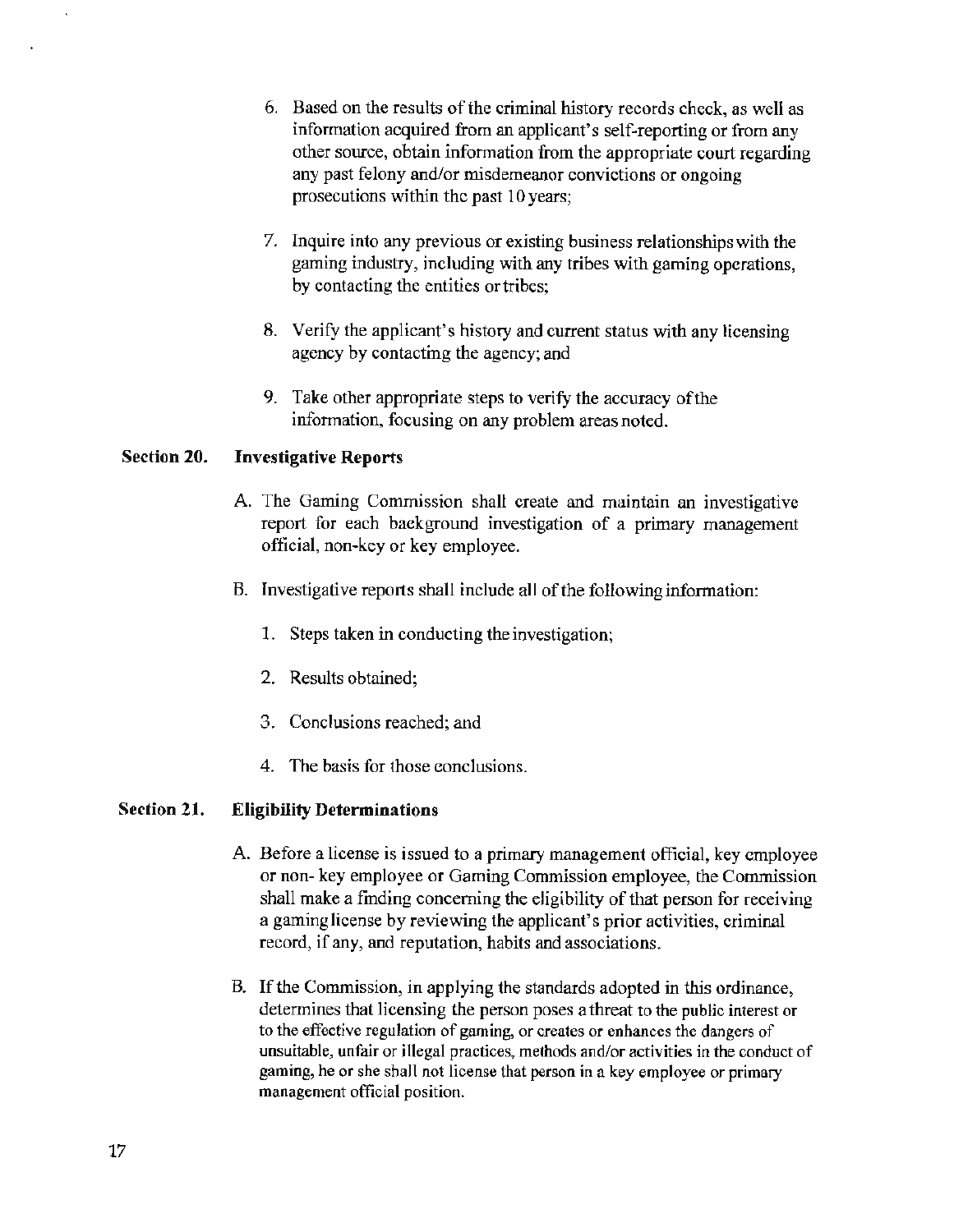6. Based on the results of the criminal history records check, as well as information acquired from an applicant's self-reporting or from any other source, obtain information from the appropriate court regarding any past felony and/or misdemeanor convictions or ongoing prosecutions within the past 10 years;

7. Inquire into any previous or existing business relationships with the gaming industry, including with any tribes with gaming operations, by contacting the entities or tribes;

8. Verify the applicant's history and current status with any licensing agency by contacting the agency; and

9. Take other appropriate steps to verify the accuracy of the information, focusing on any problem areas noted.

**Section 20. Investigative Reports**

A. The Gaming Commission shall create and maintain an investigative report for each background investigation of a primary management official, non-key or key employee.

B. Investigative reports shall include all of the following information:

1. Steps taken in conducting the investigation;

2. Results obtained;

3. Conclusions reached; and

4. The basis for those conclusions.

**Section 21. Eligibility Determinations**

A. Before a license is issued to a primary management official, key employee or non- key employee or Gaming Commission employee, the Commission shall make a finding concerning the eligibility of that person for receiving a gaming license by reviewing the applicant's prior activities, criminal record, if any, and reputation, habits and associations.

B. If the Commission, in applying the standards adopted in this ordinance, determines that licensing the person poses a threat to the public interest or to the effective regulation of gaming, or creates or enhances the dangers of unsuitable, unfair or illegal practices, methods and/or activities in the conduct of gaming, he or she shall not license that person in a key employee or primary management official position.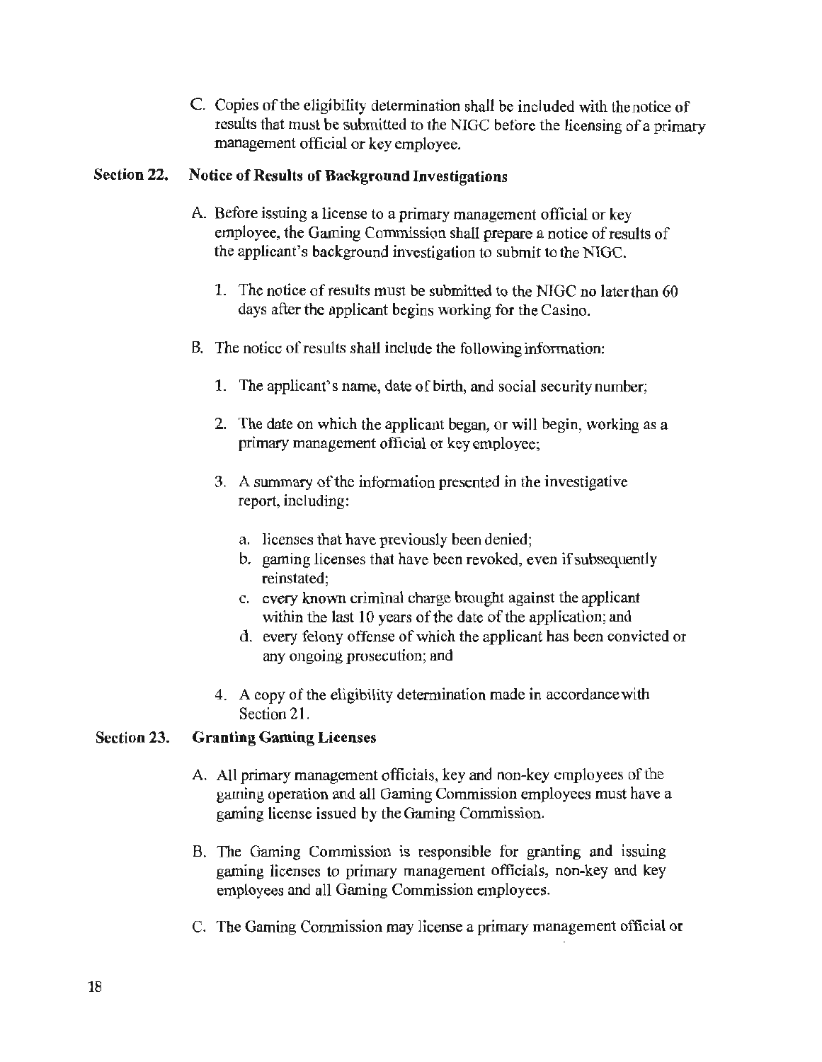C. Copies of the eligibility determination shall be included with the notice of results that must be submitted to the NIGC before the licensing of a primary management official or key employee.

## Section 22. Notice of Results of Background Investigations

A. Before issuing a license to a primary management official or key employee, the Gaming Commission shall prepare a notice of results of the applicant's background investigation to submit to the NIGC.

1. The notice of results must be submitted to the NIGC no later than 60 days after the applicant begins working for the Casino.

B. The notice of results shall include the following information:

1. The applicant's name, date of birth, and social security number;

2. The date on which the applicant began, or will begin, working as a primary management official or key employee;

3. A summary of the information presented in the investigative report, including:

   a. licenses that have previously been denied;
   b. gaming licenses that have been revoked, even if subsequently reinstated;
   c. every known criminal charge brought against the applicant within the last 10 years of the date of the application; and
   d. every felony offense of which the applicant has been convicted or any ongoing prosecution; and

4. A copy of the eligibility determination made in accordance with Section 21.

## Section 23. Granting Gaming Licenses

A. All primary management officials, key and non-key employees of the gaming operation and all Gaming Commission employees must have a gaming license issued by the Gaming Commission.

B. The Gaming Commission is responsible for granting and issuing gaming licenses to primary management officials, non-key and key employees and all Gaming Commission employees.

C. The Gaming Commission may license a primary management official or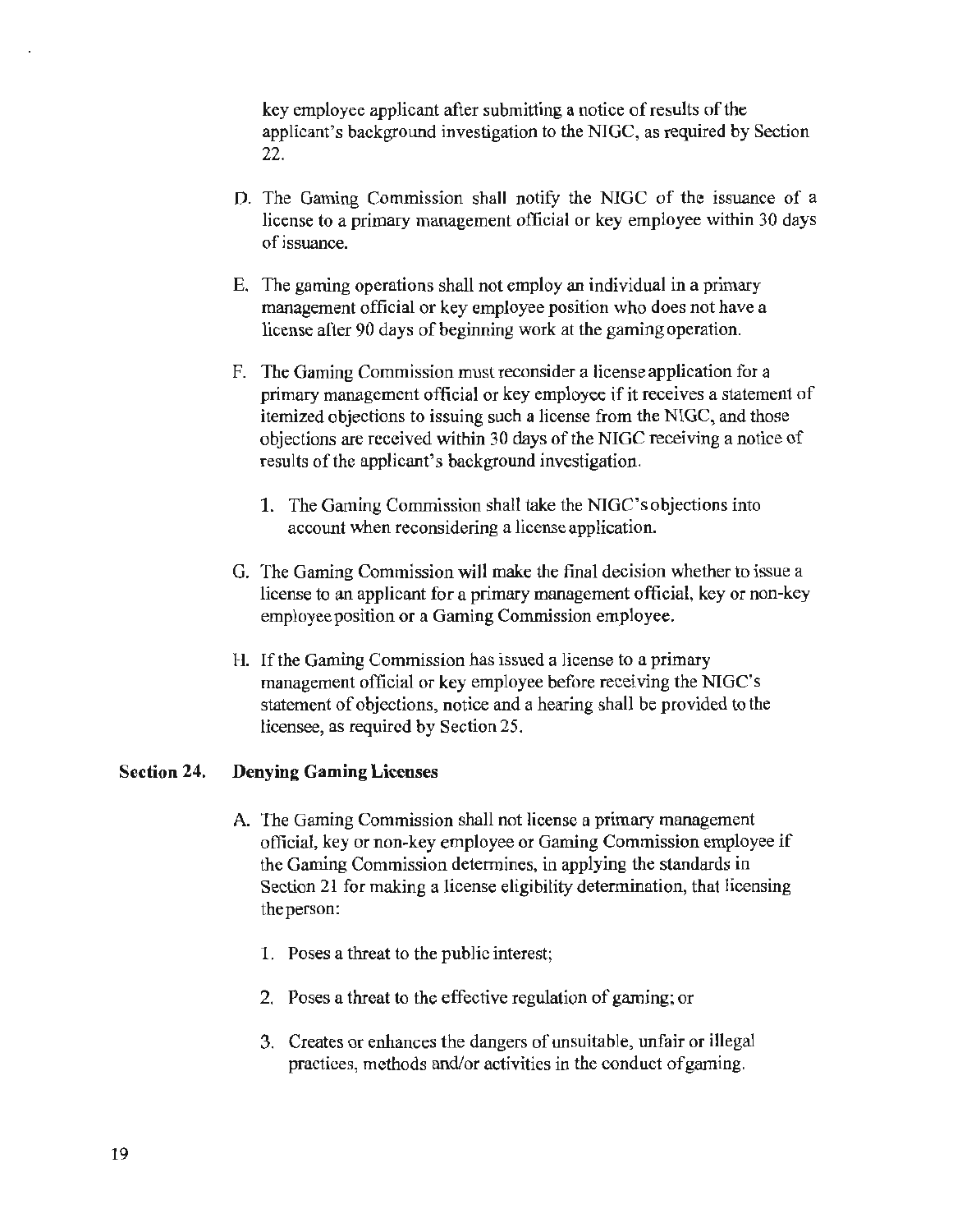key employee applicant after submitting a notice of results of the applicant's background investigation to the NIGC, as required by Section 22.

D. The Gaming Commission shall notify the NIGC of the issuance of a license to a primary management official or key employee within 30 days of issuance.

E. The gaming operations shall not employ an individual in a primary management official or key employee position who does not have a license after 90 days of beginning work at the gaming operation.

F. The Gaming Commission must reconsider a license application for a primary management official or key employee if it receives a statement of itemized objections to issuing such a license from the NIGC, and those objections are received within 30 days of the NIGC receiving a notice of results of the applicant's background investigation.

   1. The Gaming Commission shall take the NIGC's objections into account when reconsidering a license application.

G. The Gaming Commission will make the final decision whether to issue a license to an applicant for a primary management official, key or non-key employee position or a Gaming Commission employee.

H. If the Gaming Commission has issued a license to a primary management official or key employee before receiving the NIGC's statement of objections, notice and a hearing shall be provided to the licensee, as required by Section 25.

## Section 24. Denying Gaming Licenses

A. The Gaming Commission shall not license a primary management official, key or non-key employee or Gaming Commission employee if the Gaming Commission determines, in applying the standards in Section 21 for making a license eligibility determination, that licensing the person:

   1. Poses a threat to the public interest;

   2. Poses a threat to the effective regulation of gaming; or

   3. Creates or enhances the dangers of unsuitable, unfair or illegal practices, methods and/or activities in the conduct of gaming.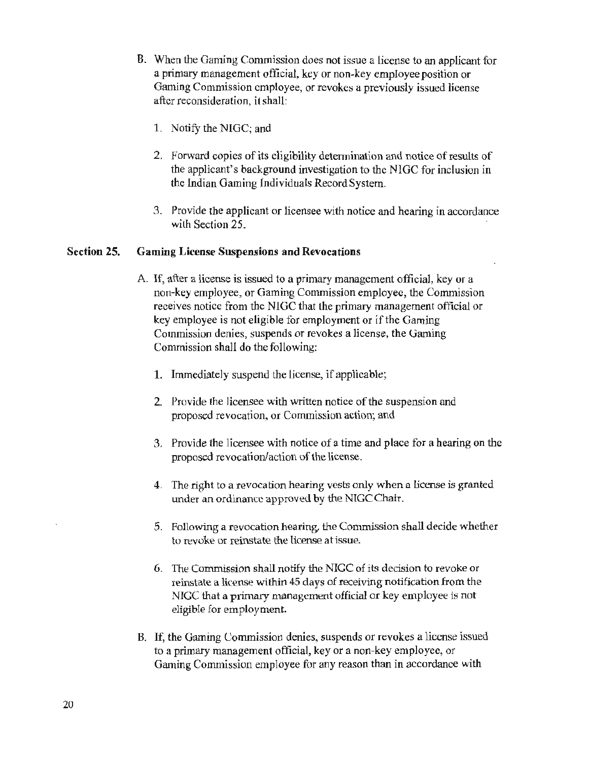B. When the Gaming Commission does not issue a license to an applicant for a primary management official, key or non-key employee position or Gaming Commission employee, or revokes a previously issued license after reconsideration, it shall:

1. Notify the NIGC; and

2. Forward copies of its eligibility determination and notice of results of the applicant's background investigation to the NIGC for inclusion in the Indian Gaming Individuals Record System.

3. Provide the applicant or licensee with notice and hearing in accordance with Section 25.

## Section 25. Gaming License Suspensions and Revocations

A. If, after a license is issued to a primary management official, key or a non-key employee, or Gaming Commission employee, the Commission receives notice from the NIGC that the primary management official or key employee is not eligible for employment or if the Gaming Commission denies, suspends or revokes a license, the Gaming Commission shall do the following:

1. Immediately suspend the license, if applicable;

2. Provide the licensee with written notice of the suspension and proposed revocation, or Commission action; and

3. Provide the licensee with notice of a time and place for a hearing on the proposed revocation/action of the license.

4. The right to a revocation hearing vests only when a license is granted under an ordinance approved by the NIGC Chair.

5. Following a revocation hearing, the Commission shall decide whether to revoke or reinstate the license at issue.

6. The Commission shall notify the NIGC of its decision to revoke or reinstate a license within 45 days of receiving notification from the NIGC that a primary management official or key employee is not eligible for employment.

B. If, the Gaming Commission denies, suspends or revokes a license issued to a primary management official, key or a non-key employee, or Gaming Commission employee for any reason than in accordance with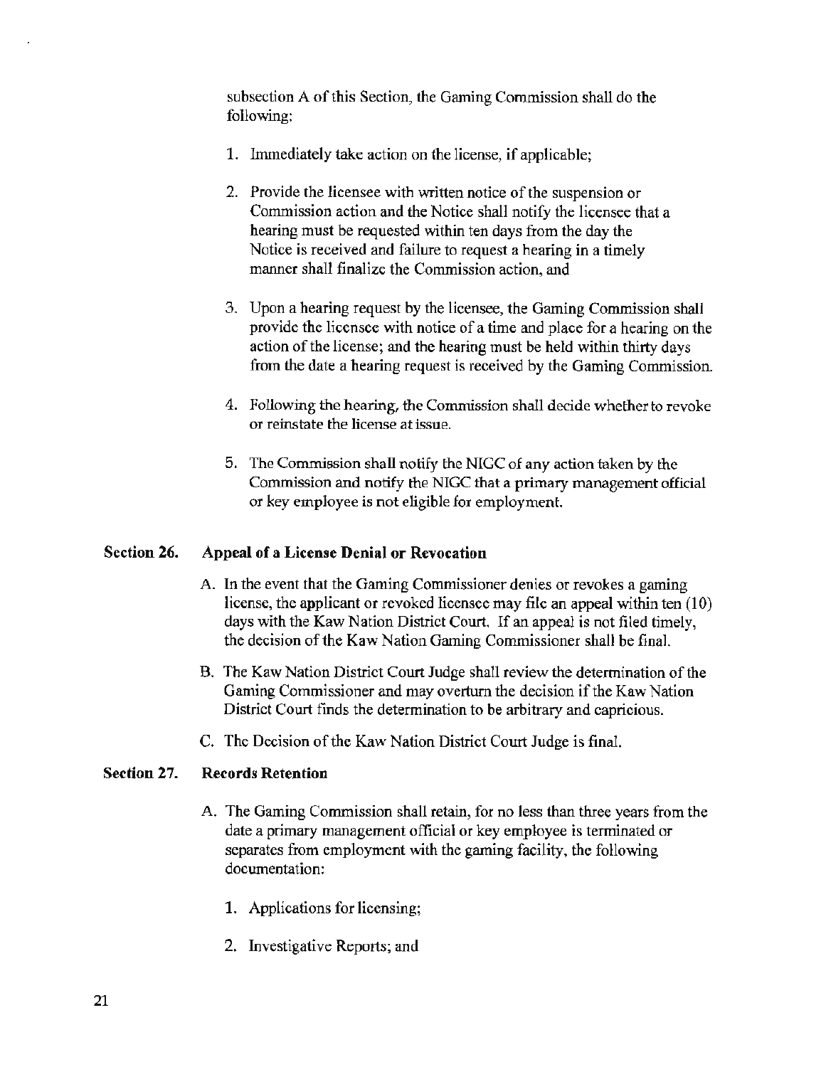subsection A of this Section, the Gaming Commission shall do the following:

1. Immediately take action on the license, if applicable;

2. Provide the licensee with written notice of the suspension or Commission action and the Notice shall notify the licensee that a hearing must be requested within ten days from the day the Notice is received and failure to request a hearing in a timely manner shall finalize the Commission action, and

3. Upon a hearing request by the licensee, the Gaming Commission shall provide the licensee with notice of a time and place for a hearing on the action of the license; and the hearing must be held within thirty days from the date a hearing request is received by the Gaming Commission.

4. Following the hearing, the Commission shall decide whether to revoke or reinstate the license at issue.

5. The Commission shall notify the NIGC of any action taken by the Commission and notify the NIGC that a primary management official or key employee is not eligible for employment.

## Section 26. Appeal of a License Denial or Revocation

A. In the event that the Gaming Commissioner denies or revokes a gaming license, the applicant or revoked licensee may file an appeal within ten (10) days with the Kaw Nation District Court. If an appeal is not filed timely, the decision of the Kaw Nation Gaming Commissioner shall be final.

B. The Kaw Nation District Court Judge shall review the determination of the Gaming Commissioner and may overturn the decision if the Kaw Nation District Court finds the determination to be arbitrary and capricious.

C. The Decision of the Kaw Nation District Court Judge is final.

## Section 27. Records Retention

A. The Gaming Commission shall retain, for no less than three years from the date a primary management official or key employee is terminated or separates from employment with the gaming facility, the following documentation:

1. Applications for licensing;

2. Investigative Reports; and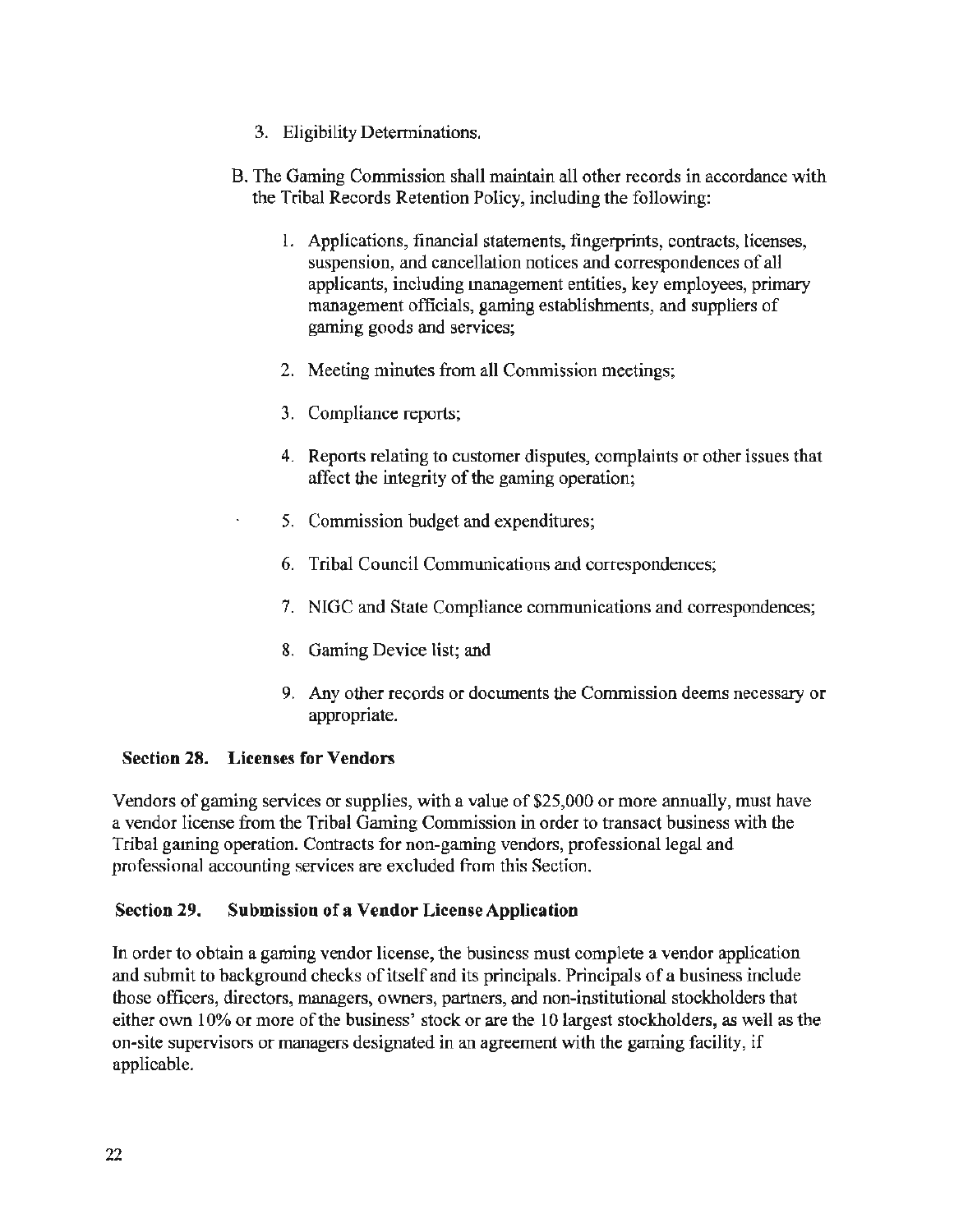3. Eligibility Determinations.

B. The Gaming Commission shall maintain all other records in accordance with the Tribal Records Retention Policy, including the following:

   1. Applications, financial statements, fingerprints, contracts, licenses, suspension, and cancellation notices and correspondences of all applicants, including management entities, key employees, primary management officials, gaming establishments, and suppliers of gaming goods and services;

   2. Meeting minutes from all Commission meetings;

   3. Compliance reports;

   4. Reports relating to customer disputes, complaints or other issues that affect the integrity of the gaming operation;

   5. Commission budget and expenditures;

   6. Tribal Council Communications and correspondences;

   7. NIGC and State Compliance communications and correspondences;

   8. Gaming Device list; and

   9. Any other records or documents the Commission deems necessary or appropriate.

**Section 28. Licenses for Vendors**

Vendors of gaming services or supplies, with a value of $25,000 or more annually, must have a vendor license from the Tribal Gaming Commission in order to transact business with the Tribal gaming operation. Contracts for non-gaming vendors, professional legal and professional accounting services are excluded from this Section.

**Section 29. Submission of a Vendor License Application**

In order to obtain a gaming vendor license, the business must complete a vendor application and submit to background checks of itself and its principals. Principals of a business include those officers, directors, managers, owners, partners, and non-institutional stockholders that either own 10% or more of the business' stock or are the 10 largest stockholders, as well as the on-site supervisors or managers designated in an agreement with the gaming facility, if applicable.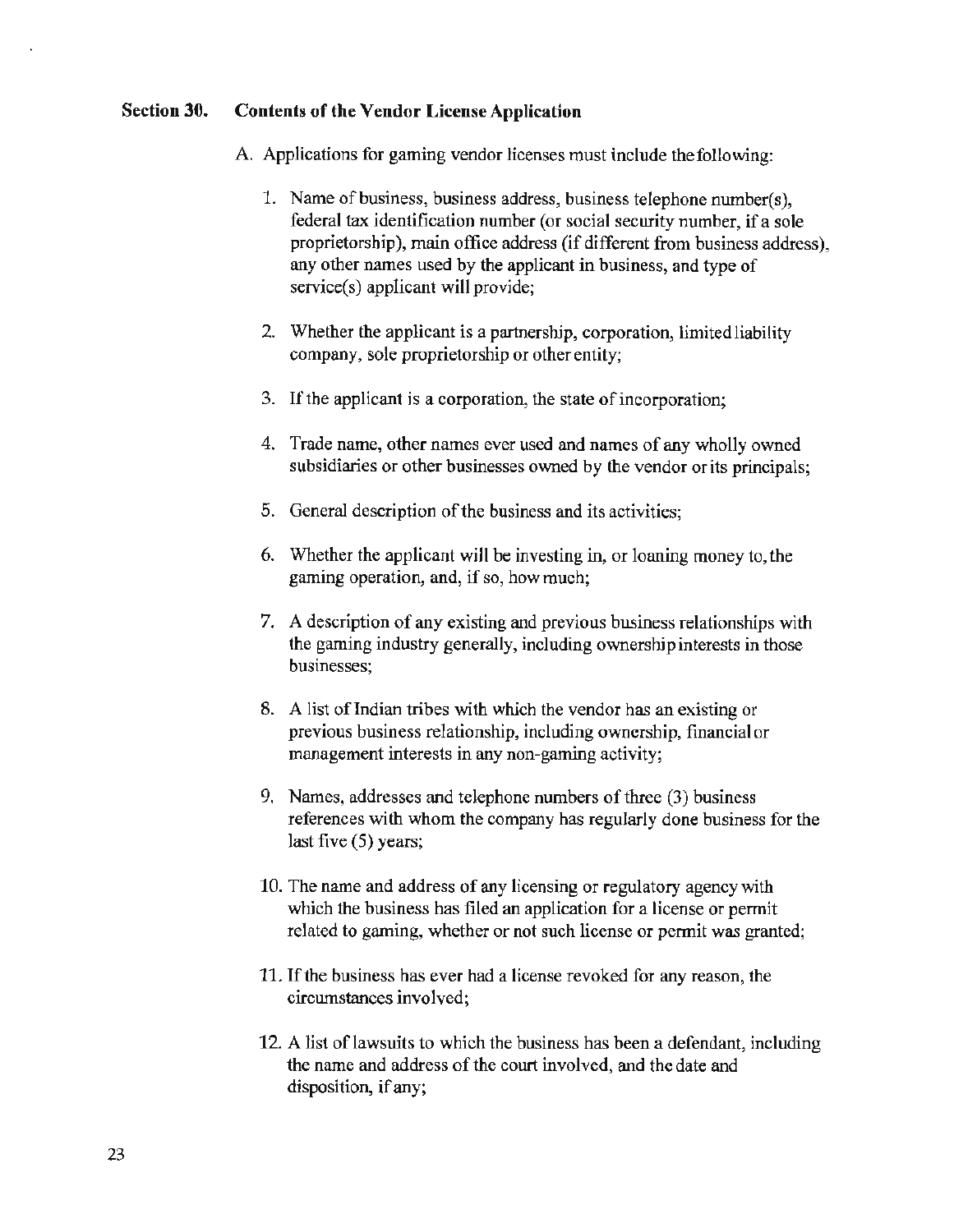## Section 30. Contents of the Vendor License Application

A. Applications for gaming vendor licenses must include the following:

1. Name of business, business address, business telephone number(s), federal tax identification number (or social security number, if a sole proprietorship), main office address (if different from business address), any other names used by the applicant in business, and type of service(s) applicant will provide;

2. Whether the applicant is a partnership, corporation, limited liability company, sole proprietorship or other entity;

3. If the applicant is a corporation, the state of incorporation;

4. Trade name, other names ever used and names of any wholly owned subsidiaries or other businesses owned by the vendor or its principals;

5. General description of the business and its activities;

6. Whether the applicant will be investing in, or loaning money to, the gaming operation, and, if so, how much;

7. A description of any existing and previous business relationships with the gaming industry generally, including ownership interests in those businesses;

8. A list of Indian tribes with which the vendor has an existing or previous business relationship, including ownership, financial or management interests in any non-gaming activity;

9. Names, addresses and telephone numbers of three (3) business references with whom the company has regularly done business for the last five (5) years;

10. The name and address of any licensing or regulatory agency with which the business has filed an application for a license or permit related to gaming, whether or not such license or permit was granted;

11. If the business has ever had a license revoked for any reason, the circumstances involved;

12. A list of lawsuits to which the business has been a defendant, including the name and address of the court involved, and the date and disposition, if any;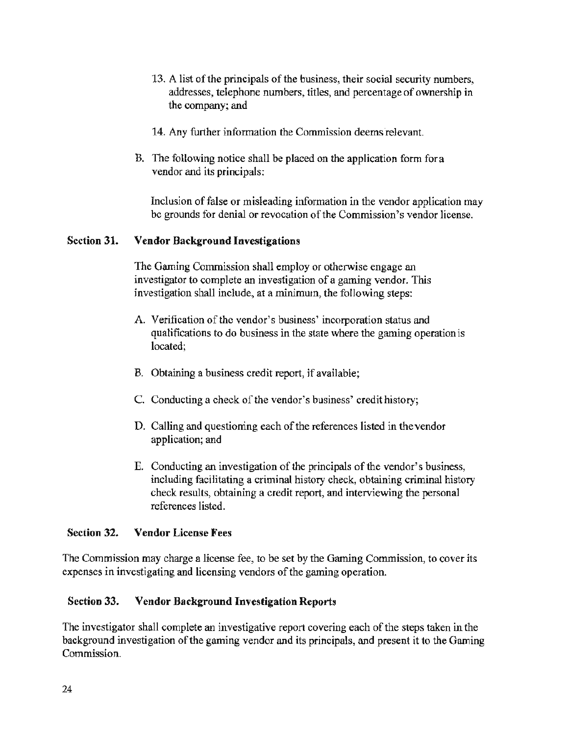13. A list of the principals of the business, their social security numbers, addresses, telephone numbers, titles, and percentage of ownership in the company; and

14. Any further information the Commission deems relevant.

B. The following notice shall be placed on the application form for a vendor and its principals:

   Inclusion of false or misleading information in the vendor application may be grounds for denial or revocation of the Commission's vendor license.

## Section 31. Vendor Background Investigations

The Gaming Commission shall employ or otherwise engage an investigator to complete an investigation of a gaming vendor. This investigation shall include, at a minimum, the following steps:

A. Verification of the vendor's business' incorporation status and qualifications to do business in the state where the gaming operation is located;

B. Obtaining a business credit report, if available;

C. Conducting a check of the vendor's business' credit history;

D. Calling and questioning each of the references listed in the vendor application; and

E. Conducting an investigation of the principals of the vendor's business, including facilitating a criminal history check, obtaining criminal history check results, obtaining a credit report, and interviewing the personal references listed.

## Section 32. Vendor License Fees

The Commission may charge a license fee, to be set by the Gaming Commission, to cover its expenses in investigating and licensing vendors of the gaming operation.

## Section 33. Vendor Background Investigation Reports

The investigator shall complete an investigative report covering each of the steps taken in the background investigation of the gaming vendor and its principals, and present it to the Gaming Commission.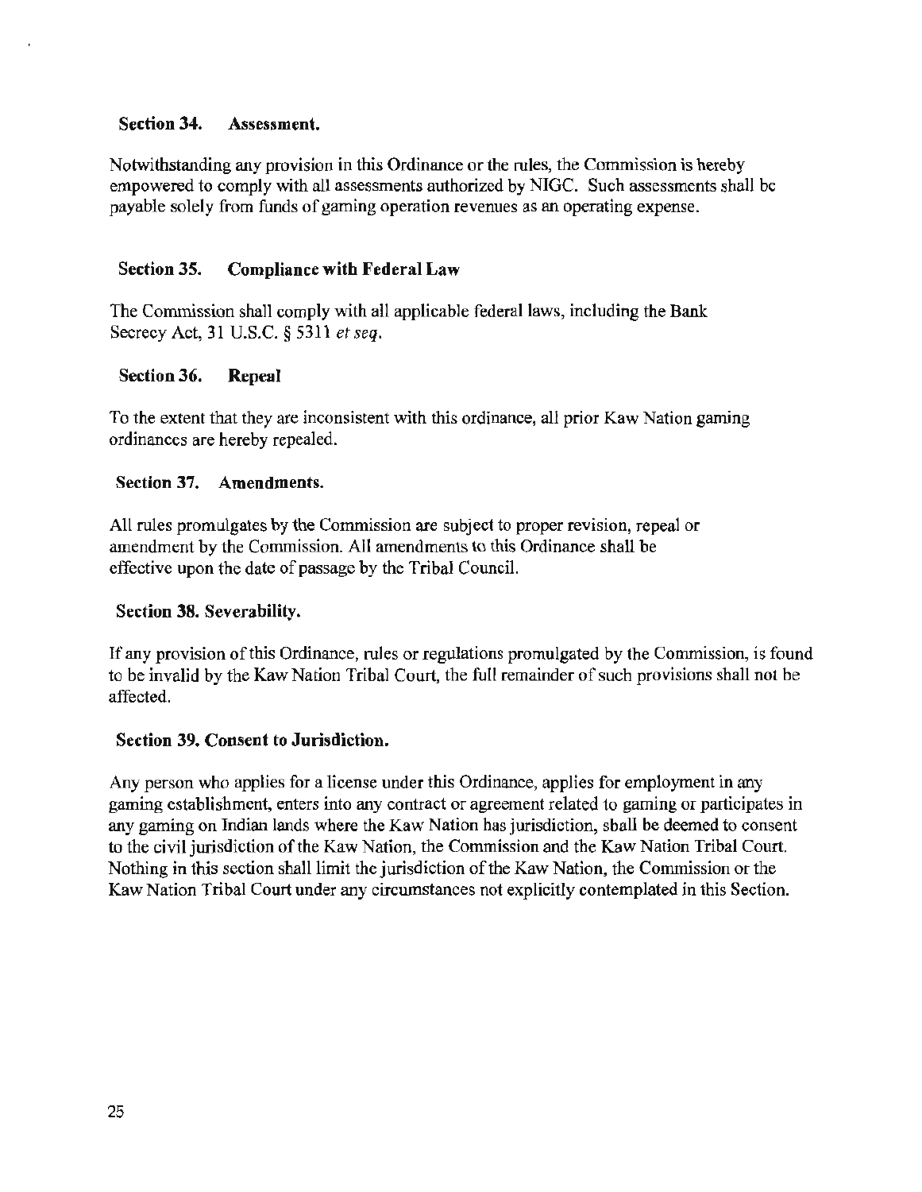### Section 34. Assessment.

Notwithstanding any provision in this Ordinance or the rules, the Commission is hereby empowered to comply with all assessments authorized by NIGC. Such assessments shall be payable solely from funds of gaming operation revenues as an operating expense.

### Section 35. Compliance with Federal Law

The Commission shall comply with all applicable federal laws, including the Bank Secrecy Act, 31 U.S.C. § 5311 *et seq.*

### Section 36. Repeal

To the extent that they are inconsistent with this ordinance, all prior Kaw Nation gaming ordinances are hereby repealed.

### Section 37. Amendments.

All rules promulgates by the Commission are subject to proper revision, repeal or amendment by the Commission. All amendments to this Ordinance shall be effective upon the date of passage by the Tribal Council.

### Section 38. Severability.

If any provision of this Ordinance, rules or regulations promulgated by the Commission, is found to be invalid by the Kaw Nation Tribal Court, the full remainder of such provisions shall not be affected.

### Section 39. Consent to Jurisdiction.

Any person who applies for a license under this Ordinance, applies for employment in any gaming establishment, enters into any contract or agreement related to gaming or participates in any gaming on Indian lands where the Kaw Nation has jurisdiction, shall be deemed to consent to the civil jurisdiction of the Kaw Nation, the Commission and the Kaw Nation Tribal Court. Nothing in this section shall limit the jurisdiction of the Kaw Nation, the Commission or the Kaw Nation Tribal Court under any circumstances not explicitly contemplated in this Section.